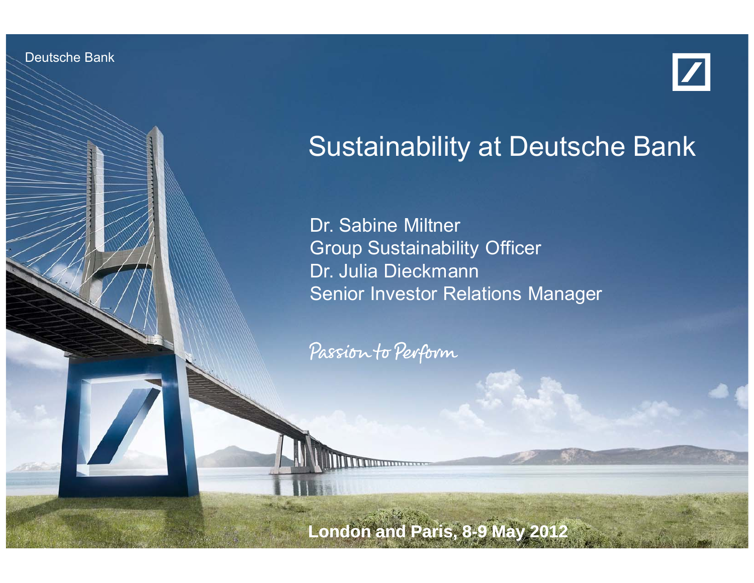Deutsche Bank

# Sustainability at Deutsche Bank

Dr. Sabine Miltner
Group Sustainability Officer
Dr. Julia Dieckmann
Senior Investor Relations Manager

*Passion to Perform*

**London and Paris, 8-9 May 2012**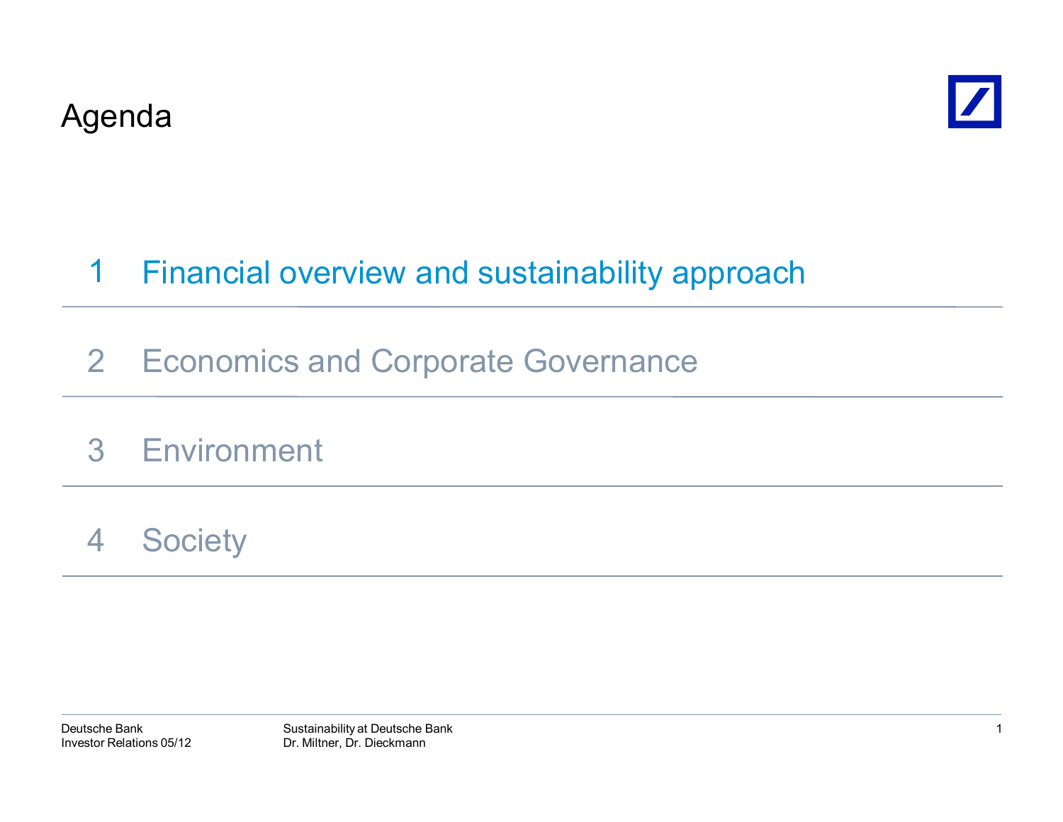# Agenda

1. Financial overview and sustainability approach
2. Economics and Corporate Governance
3. Environment
4. Society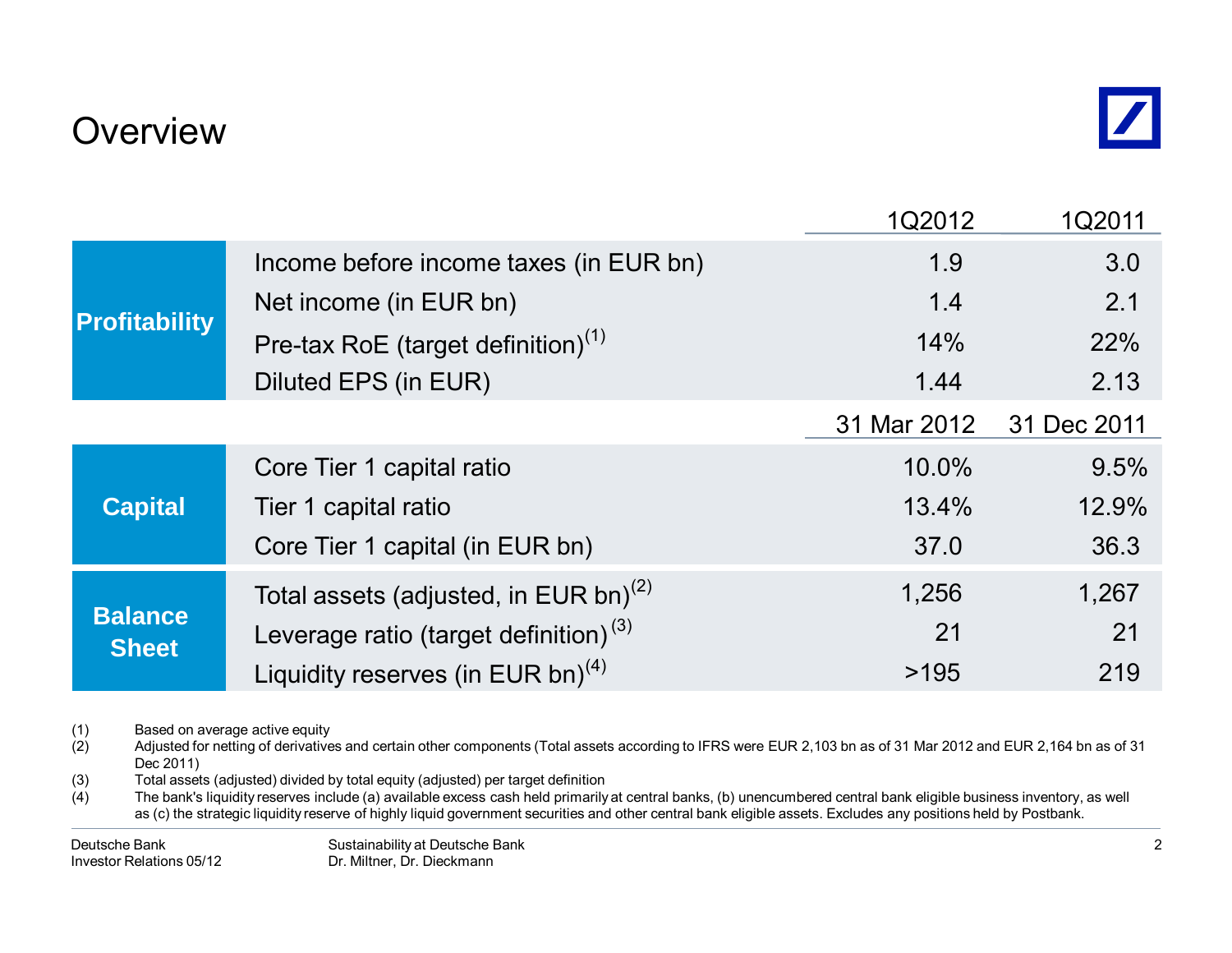# Overview

| | | 1Q2012 | 1Q2011 |
|---|---|---|---|
| **Profitability** | Income before income taxes (in EUR bn) | 1.9 | 3.0 |
| | Net income (in EUR bn) | 1.4 | 2.1 |
| | Pre-tax RoE (target definition)[1] | 14% | 22% |
| | Diluted EPS (in EUR) | 1.44 | 2.13 |
| | | **31 Mar 2012** | **31 Dec 2011** |
| **Capital** | Core Tier 1 capital ratio | 10.0% | 9.5% |
| | Tier 1 capital ratio | 13.4% | 12.9% |
| | Core Tier 1 capital (in EUR bn) | 37.0 | 36.3 |
| **Balance Sheet** | Total assets (adjusted, in EUR bn)[2] | 1,256 | 1,267 |
| | Leverage ratio (target definition)[3] | 21 | 21 |
| | Liquidity reserves (in EUR bn)[4] | >195 | 219 |

(1) Based on average active equity

(2) Adjusted for netting of derivatives and certain other components (Total assets according to IFRS were EUR 2,103 bn as of 31 Mar 2012 and EUR 2,164 bn as of 31 Dec 2011)

(3) Total assets (adjusted) divided by total equity (adjusted) per target definition

(4) The bank's liquidity reserves include (a) available excess cash held primarily at central banks, (b) unencumbered central bank eligible business inventory, as well as (c) the strategic liquidity reserve of highly liquid government securities and other central bank eligible assets. Excludes any positions held by Postbank.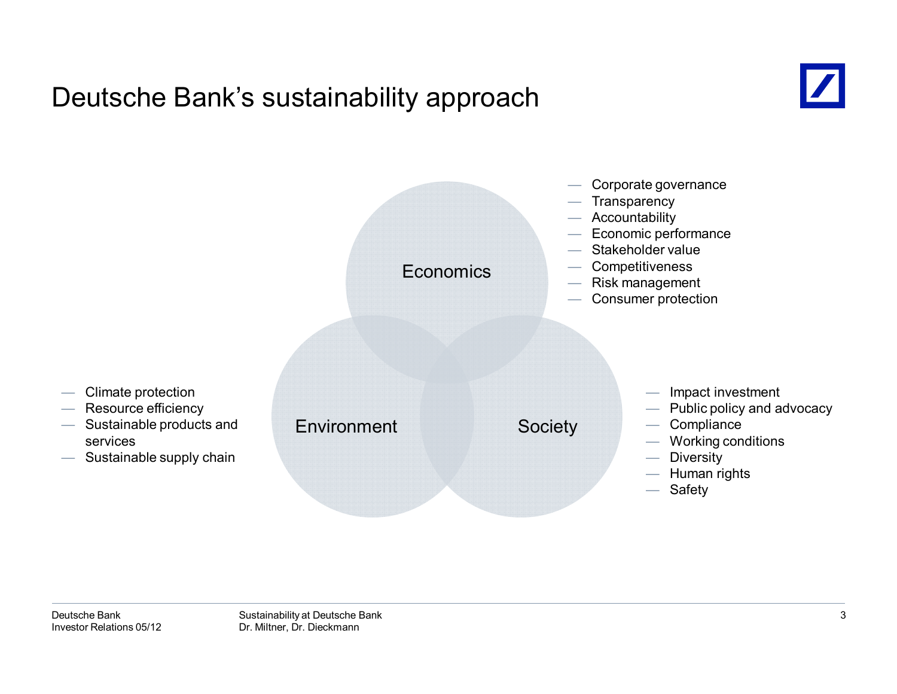# Deutsche Bank's sustainability approach

**Economics**

- Corporate governance
- Transparency
- Accountability
- Economic performance
- Stakeholder value
- Competitiveness
- Risk management
- Consumer protection

**Environment**

- Climate protection
- Resource efficiency
- Sustainable products and services
- Sustainable supply chain

**Society**

- Impact investment
- Public policy and advocacy
- Compliance
- Working conditions
- Diversity
- Human rights
- Safety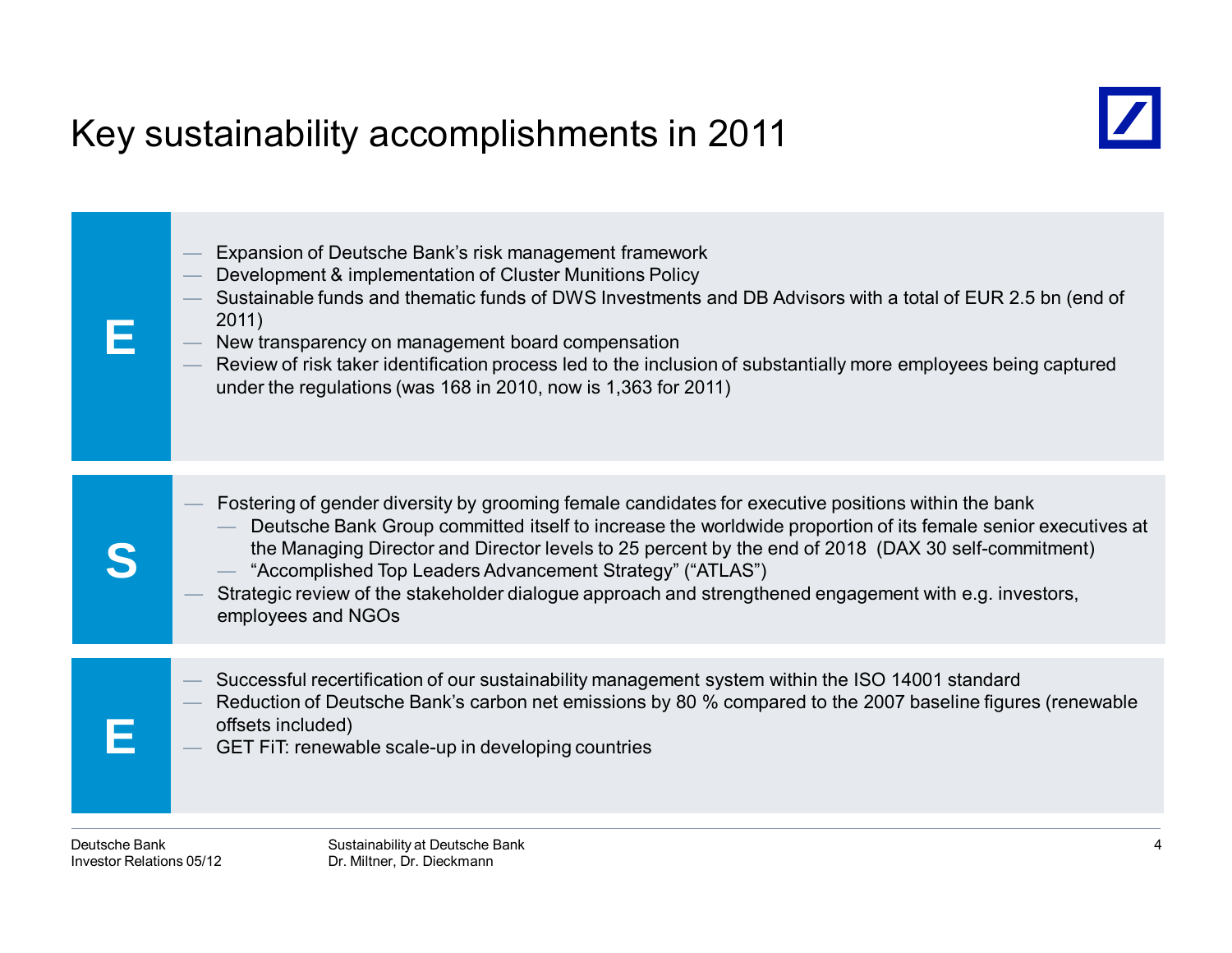# Key sustainability accomplishments in 2011

**E**

- Expansion of Deutsche Bank's risk management framework
- Development & implementation of Cluster Munitions Policy
- Sustainable funds and thematic funds of DWS Investments and DB Advisors with a total of EUR 2.5 bn (end of 2011)
- New transparency on management board compensation
- Review of risk taker identification process led to the inclusion of substantially more employees being captured under the regulations (was 168 in 2010, now is 1,363 for 2011)

**S**

- Fostering of gender diversity by grooming female candidates for executive positions within the bank
  - Deutsche Bank Group committed itself to increase the worldwide proportion of its female senior executives at the Managing Director and Director levels to 25 percent by the end of 2018 (DAX 30 self-commitment)
  - "Accomplished Top Leaders Advancement Strategy" ("ATLAS")
- Strategic review of the stakeholder dialogue approach and strengthened engagement with e.g. investors, employees and NGOs

**E**

- Successful recertification of our sustainability management system within the ISO 14001 standard
- Reduction of Deutsche Bank's carbon net emissions by 80 % compared to the 2007 baseline figures (renewable offsets included)
- GET FiT: renewable scale-up in developing countries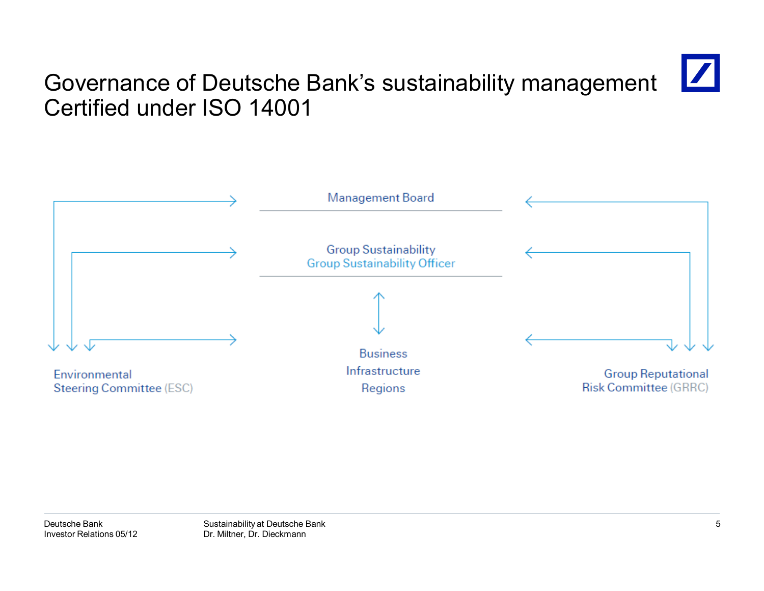# Governance of Deutsche Bank's sustainability management Certified under ISO 14001

Management Board

Group Sustainability
Group Sustainability Officer

Business
Infrastructure
Regions

Environmental Steering Committee (ESC)

Group Reputational Risk Committee (GRRC)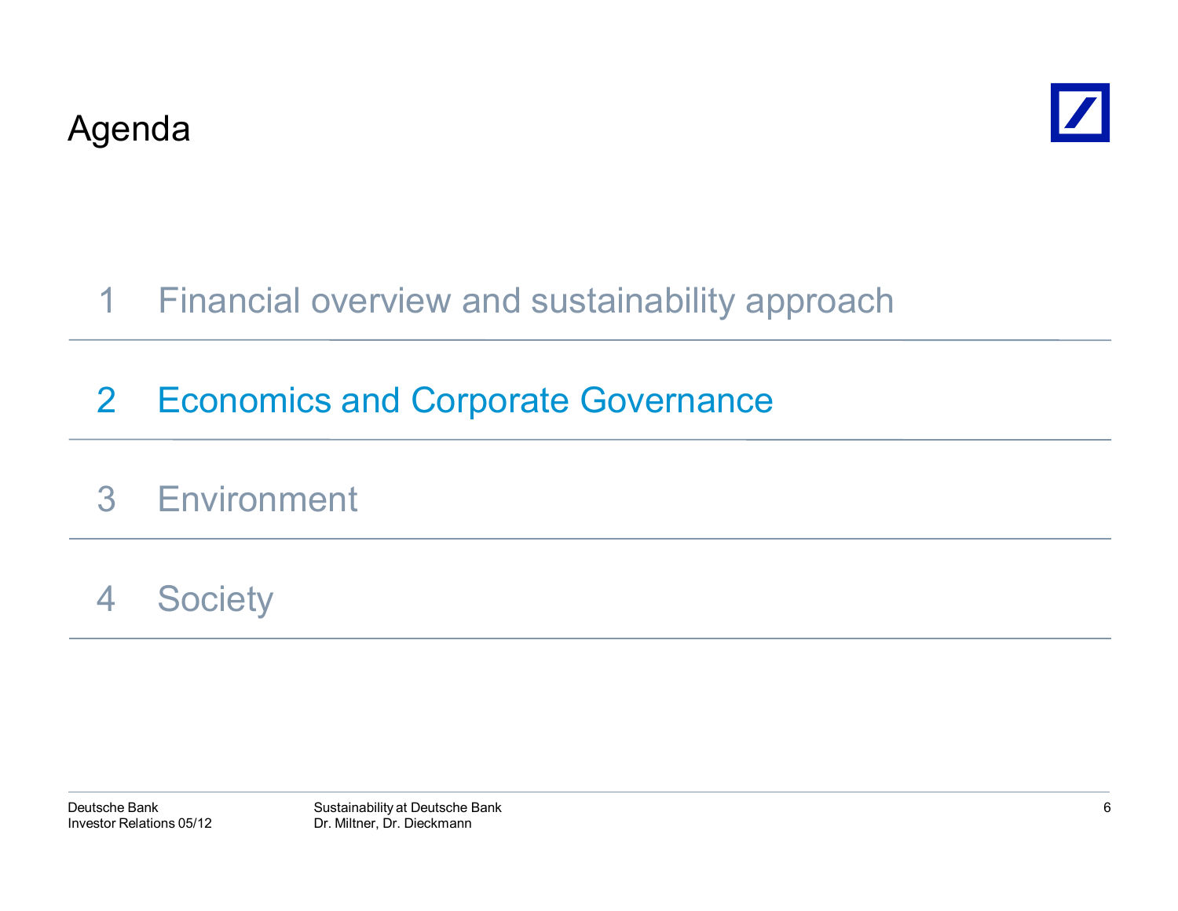# Agenda

1 Financial overview and sustainability approach

2 Economics and Corporate Governance

3 Environment

4 Society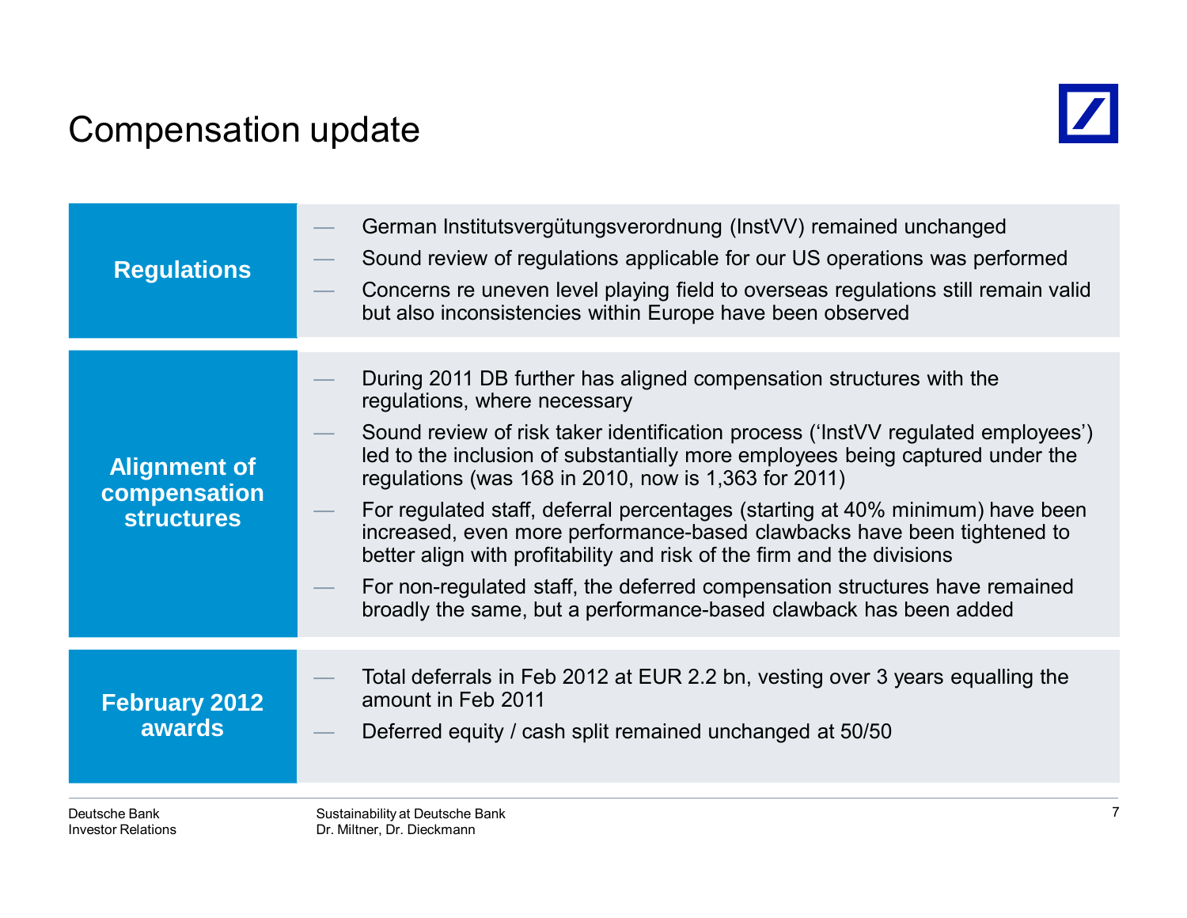# Compensation update

## Regulations

- German Institutsvergütungsverordnung (InstVV) remained unchanged
- Sound review of regulations applicable for our US operations was performed
- Concerns re uneven level playing field to overseas regulations still remain valid but also inconsistencies within Europe have been observed

## Alignment of compensation structures

- During 2011 DB further has aligned compensation structures with the regulations, where necessary
- Sound review of risk taker identification process ('InstVV regulated employees') led to the inclusion of substantially more employees being captured under the regulations (was 168 in 2010, now is 1,363 for 2011)
- For regulated staff, deferral percentages (starting at 40% minimum) have been increased, even more performance-based clawbacks have been tightened to better align with profitability and risk of the firm and the divisions
- For non-regulated staff, the deferred compensation structures have remained broadly the same, but a performance-based clawback has been added

## February 2012 awards

- Total deferrals in Feb 2012 at EUR 2.2 bn, vesting over 3 years equalling the amount in Feb 2011
- Deferred equity / cash split remained unchanged at 50/50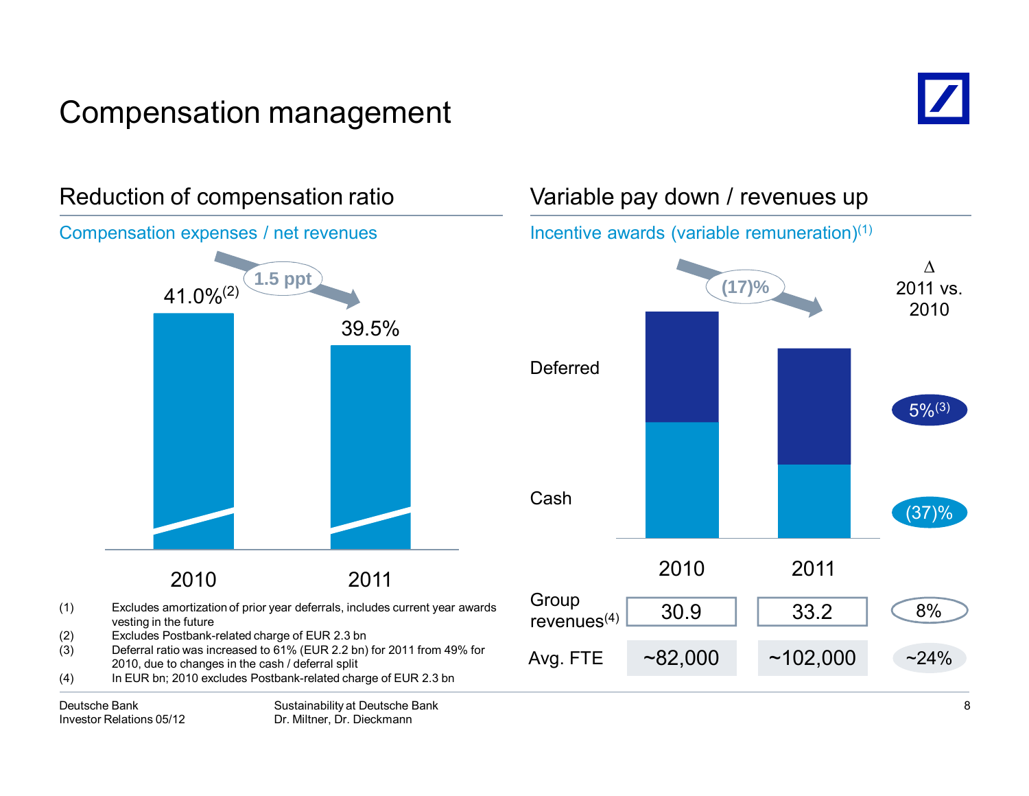# Compensation management

## Reduction of compensation ratio

**Compensation expenses / net revenues**

| | 2010 | 2011 |
|---|---|---|
| Compensation ratio | 41.0%[2] | 39.5% |

Change: 1.5 ppt

## Variable pay down / revenues up

**Incentive awards (variable remuneration)[1]**

Total: (17)%

| | 2010 | 2011 | Δ 2011 vs. 2010 |
|---|---|---|---|
| Deferred | | | 5%[3] |
| Cash | | | (37)% |
| Group revenues[4] | 30.9 | 33.2 | 8% |
| Avg. FTE | ~82,000 | ~102,000 | ~24% |

(1) Excludes amortization of prior year deferrals, includes current year awards vesting in the future
(2) Excludes Postbank-related charge of EUR 2.3 bn
(3) Deferral ratio was increased to 61% (EUR 2.2 bn) for 2011 from 49% for 2010, due to changes in the cash / deferral split
(4) In EUR bn; 2010 excludes Postbank-related charge of EUR 2.3 bn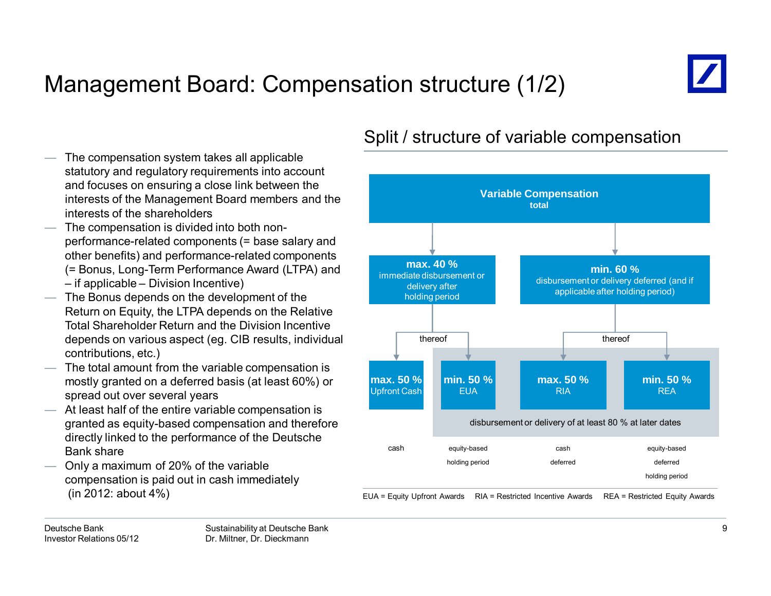# Management Board: Compensation structure (1/2)

- The compensation system takes all applicable statutory and regulatory requirements into account and focuses on ensuring a close link between the interests of the Management Board members and the interests of the shareholders
- The compensation is divided into both non-performance-related components (= base salary and other benefits) and performance-related components (= Bonus, Long-Term Performance Award (LTPA) and – if applicable – Division Incentive)
- The Bonus depends on the development of the Return on Equity, the LTPA depends on the Relative Total Shareholder Return and the Division Incentive depends on various aspect (eg. CIB results, individual contributions, etc.)
- The total amount from the variable compensation is mostly granted on a deferred basis (at least 60%) or spread out over several years
- At least half of the entire variable compensation is granted as equity-based compensation and therefore directly linked to the performance of the Deutsche Bank share
- Only a maximum of 20% of the variable compensation is paid out in cash immediately (in 2012: about 4%)

## Split / structure of variable compensation

**Variable Compensation** total

- **max. 40 %** immediate disbursement or delivery after holding period
  - thereof:
    - **max. 50 %** Upfront Cash — cash
    - **min. 50 %** EUA — equity-based, holding period
- **min. 60 %** disbursement or delivery deferred (and if applicable after holding period)
  - thereof:
    - **max. 50 %** RIA — cash, deferred
    - **min. 50 %** REA — equity-based, deferred, holding period

EUA, RIA and REA: disbursement or delivery of at least 80 % at later dates

EUA = Equity Upfront Awards RIA = Restricted Incentive Awards REA = Restricted Equity Awards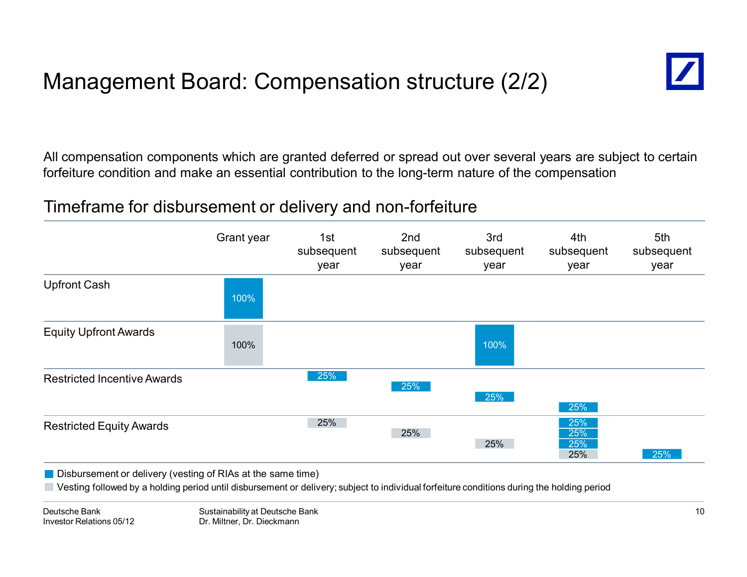# Management Board: Compensation structure (2/2)

All compensation components which are granted deferred or spread out over several years are subject to certain forfeiture condition and make an essential contribution to the long-term nature of the compensation

## Timeframe for disbursement or delivery and non-forfeiture

| | Grant year | 1st subsequent year | 2nd subsequent year | 3rd subsequent year | 4th subsequent year | 5th subsequent year |
|---|---|---|---|---|---|---|
| Upfront Cash | 100% | | | | | |
| Equity Upfront Awards | 100% | | | 100% | | |
| Restricted Incentive Awards | | 25% | 25% | 25% | 25% | |
| Restricted Equity Awards | | 25% | 25% | 25% | 25% 25% 25% 25% | 25% |

- Disbursement or delivery (vesting of RIAs at the same time)
- Vesting followed by a holding period until disbursement or delivery; subject to individual forfeiture conditions during the holding period

Deutsche Bank
Investor Relations 05/12

Sustainability at Deutsche Bank
Dr. Miltner, Dr. Dieckmann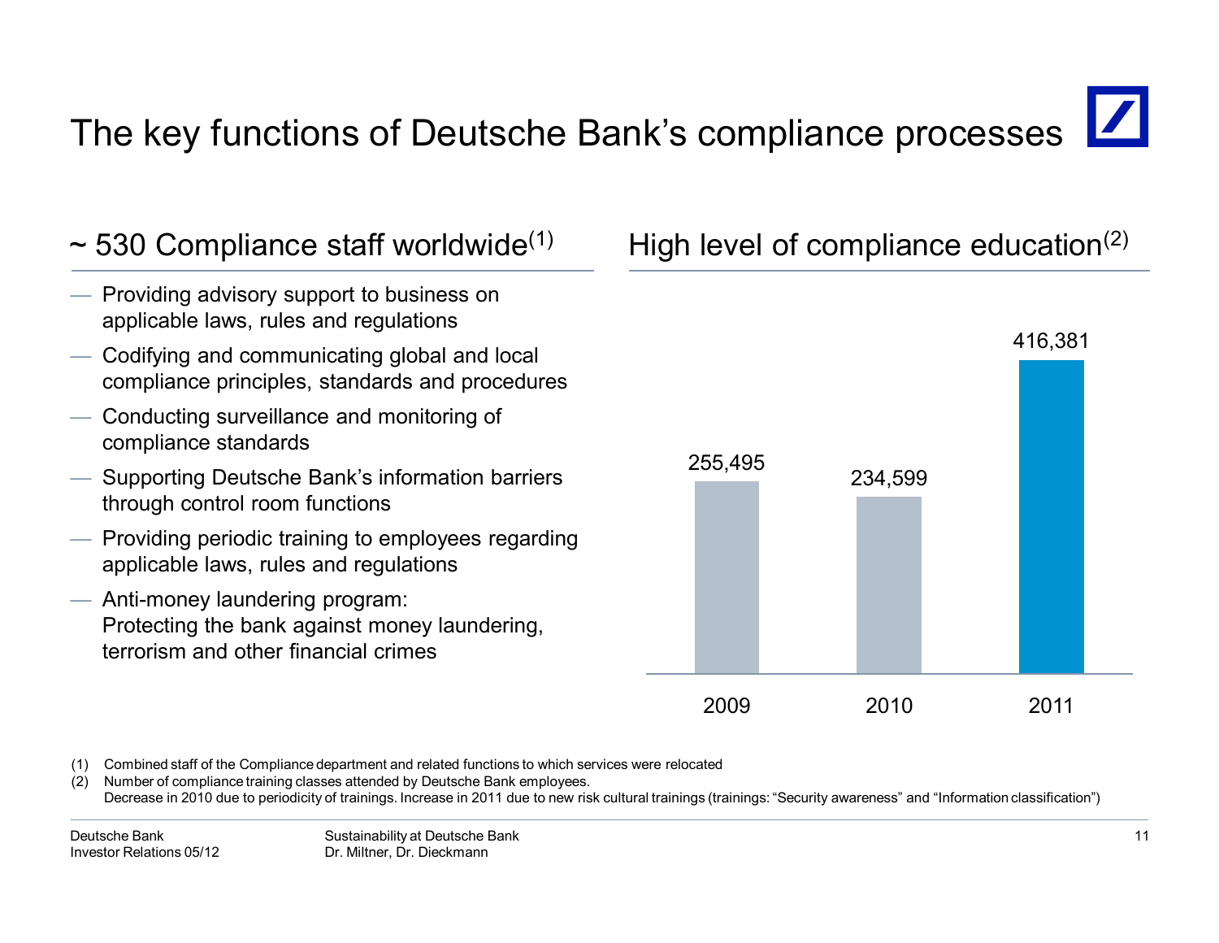# The key functions of Deutsche Bank's compliance processes

## ~ 530 Compliance staff worldwide[1]

- Providing advisory support to business on applicable laws, rules and regulations
- Codifying and communicating global and local compliance principles, standards and procedures
- Conducting surveillance and monitoring of compliance standards
- Supporting Deutsche Bank's information barriers through control room functions
- Providing periodic training to employees regarding applicable laws, rules and regulations
- Anti-money laundering program: Protecting the bank against money laundering, terrorism and other financial crimes

## High level of compliance education[2]

| 2009 | 2010 | 2011 |
|---|---|---|
| 255,495 | 234,599 | 416,381 |

(1) Combined staff of the Compliance department and related functions to which services were relocated

(2) Number of compliance training classes attended by Deutsche Bank employees.
Decrease in 2010 due to periodicity of trainings. Increase in 2011 due to new risk cultural trainings (trainings: "Security awareness" and "Information classification")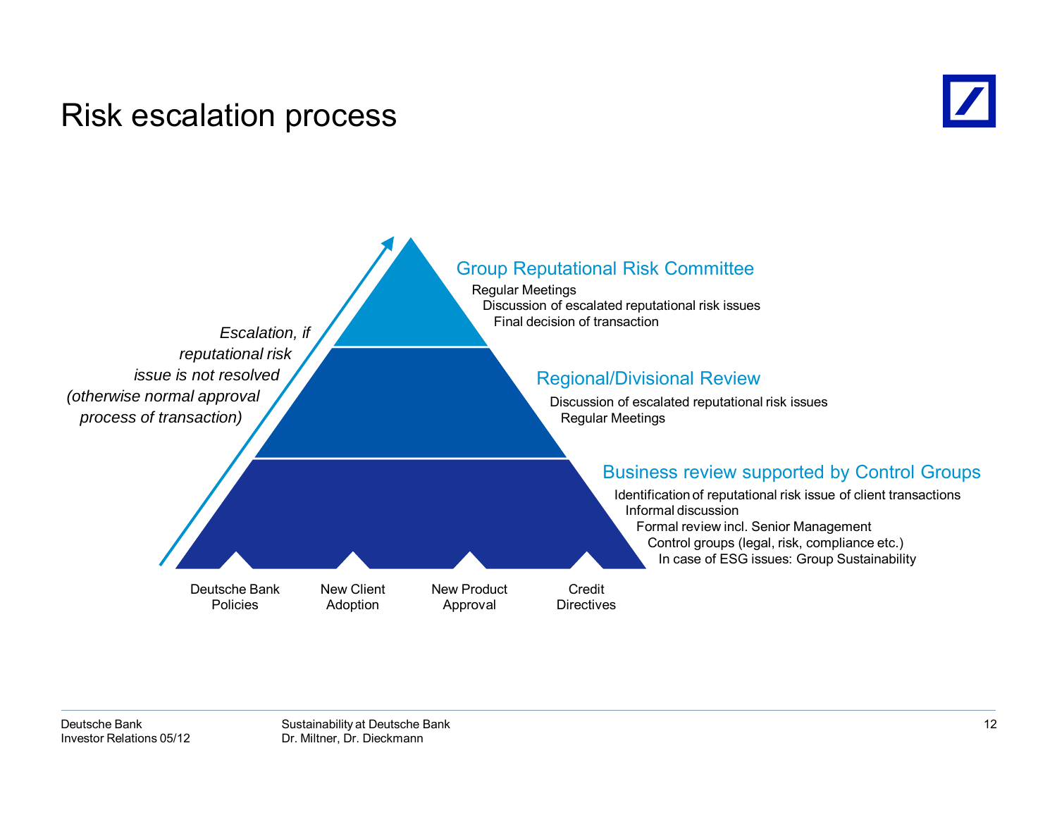# Risk escalation process

*Escalation, if reputational risk issue is not resolved (otherwise normal approval process of transaction)*

## Group Reputational Risk Committee

- Regular Meetings
- Discussion of escalated reputational risk issues
- Final decision of transaction

## Regional/Divisional Review

- Discussion of escalated reputational risk issues
- Regular Meetings

## Business review supported by Control Groups

- Identification of reputational risk issue of client transactions
- Informal discussion
- Formal review incl. Senior Management
- Control groups (legal, risk, compliance etc.)
- In case of ESG issues: Group Sustainability

Deutsche Bank Policies | New Client Adoption | New Product Approval | Credit Directives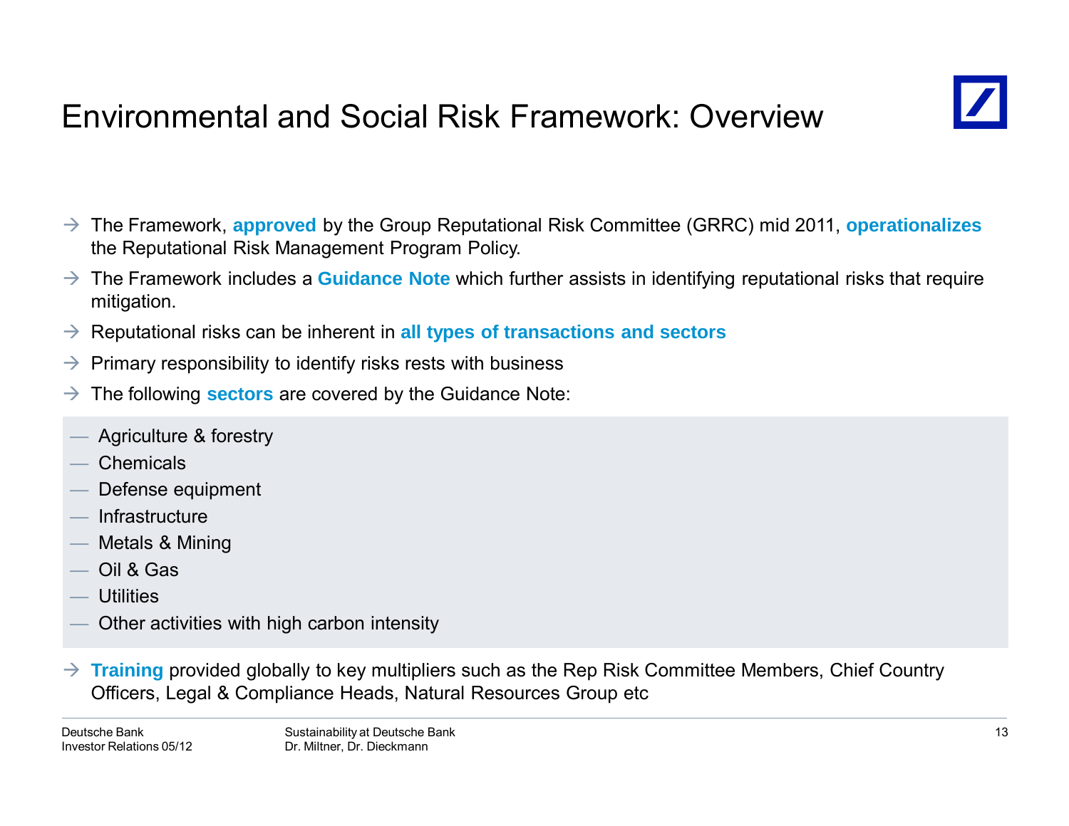# Environmental and Social Risk Framework: Overview

- The Framework, **approved** by the Group Reputational Risk Committee (GRRC) mid 2011, **operationalizes** the Reputational Risk Management Program Policy.
- The Framework includes a **Guidance Note** which further assists in identifying reputational risks that require mitigation.
- Reputational risks can be inherent in **all types of transactions and sectors**
- Primary responsibility to identify risks rests with business
- The following **sectors** are covered by the Guidance Note:
  - Agriculture & forestry
  - Chemicals
  - Defense equipment
  - Infrastructure
  - Metals & Mining
  - Oil & Gas
  - Utilities
  - Other activities with high carbon intensity
- **Training** provided globally to key multipliers such as the Rep Risk Committee Members, Chief Country Officers, Legal & Compliance Heads, Natural Resources Group etc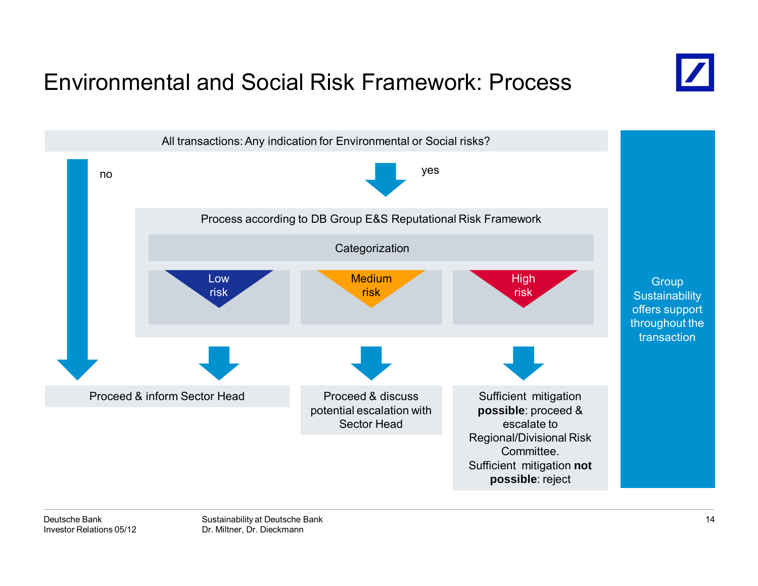# Environmental and Social Risk Framework: Process

All transactions: Any indication for Environmental or Social risks?

no

yes

Process according to DB Group E&S Reputational Risk Framework

Categorization

- Low risk
- Medium risk
- High risk

Proceed & inform Sector Head

Proceed & discuss potential escalation with Sector Head

Sufficient mitigation **possible**: proceed & escalate to Regional/Divisional Risk Committee. Sufficient mitigation **not possible**: reject

Group Sustainability offers support throughout the transaction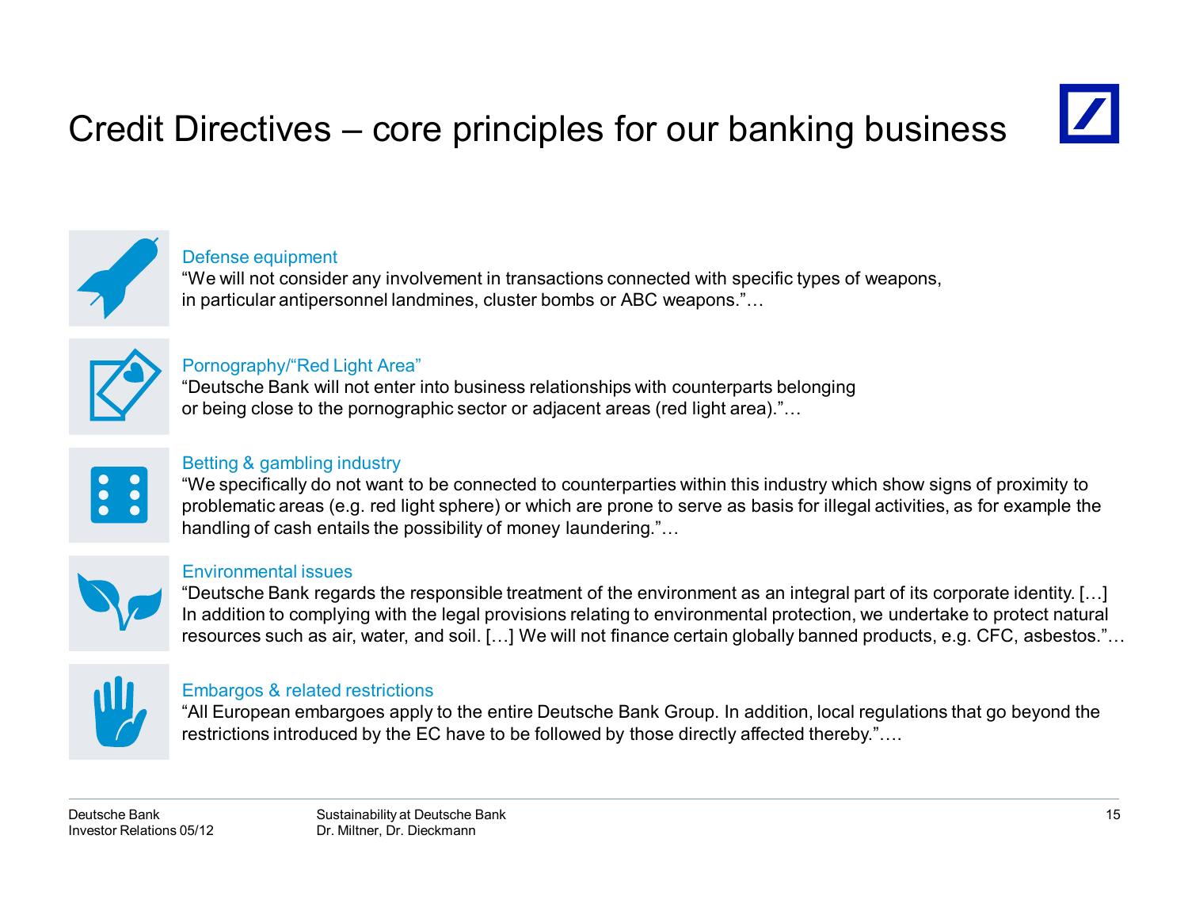# Credit Directives – core principles for our banking business

### Defense equipment

"We will not consider any involvement in transactions connected with specific types of weapons, in particular antipersonnel landmines, cluster bombs or ABC weapons."…

### Pornography/"Red Light Area"

"Deutsche Bank will not enter into business relationships with counterparts belonging or being close to the pornographic sector or adjacent areas (red light area)."…

### Betting & gambling industry

"We specifically do not want to be connected to counterparties within this industry which show signs of proximity to problematic areas (e.g. red light sphere) or which are prone to serve as basis for illegal activities, as for example the handling of cash entails the possibility of money laundering."…

### Environmental issues

"Deutsche Bank regards the responsible treatment of the environment as an integral part of its corporate identity. […] In addition to complying with the legal provisions relating to environmental protection, we undertake to protect natural resources such as air, water, and soil. […] We will not finance certain globally banned products, e.g. CFC, asbestos."…

### Embargos & related restrictions

"All European embargoes apply to the entire Deutsche Bank Group. In addition, local regulations that go beyond the restrictions introduced by the EC have to be followed by those directly affected thereby."….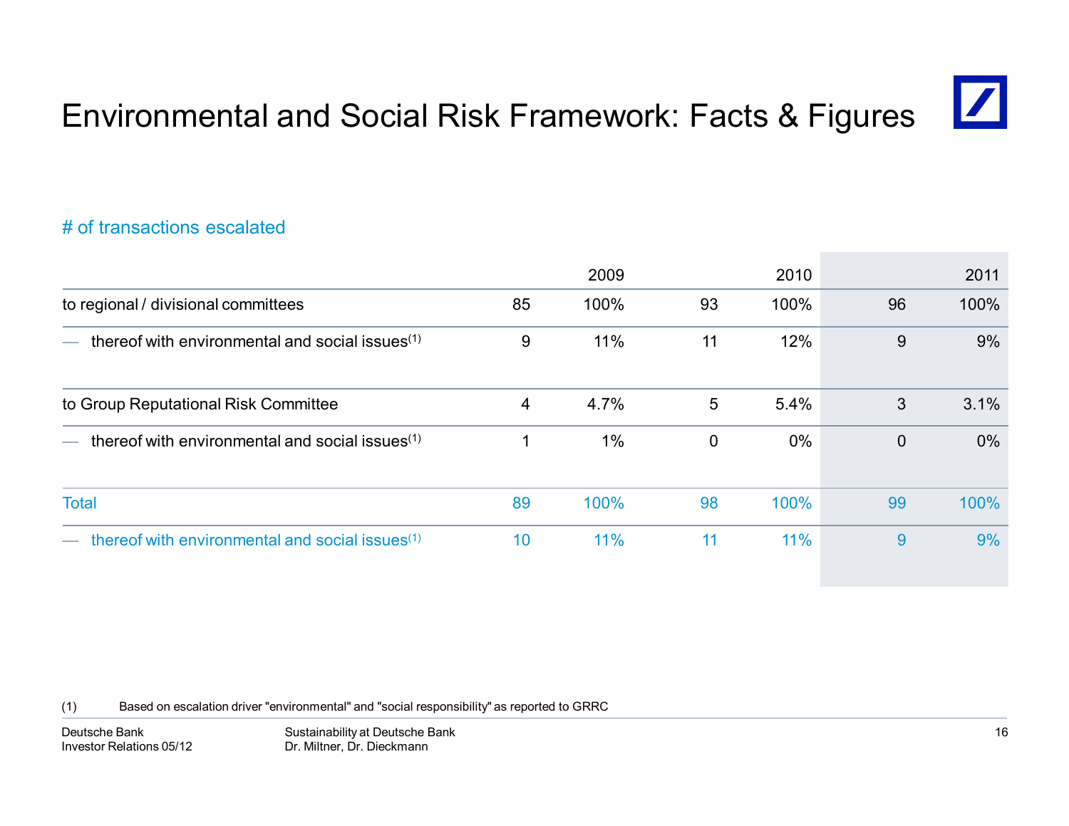# Environmental and Social Risk Framework: Facts & Figures

## # of transactions escalated

| | 2009 | | 2010 | | 2011 | |
|---|---|---|---|---|---|---|
| to regional / divisional committees | 85 | 100% | 93 | 100% | 96 | 100% |
| — thereof with environmental and social issues[1] | 9 | 11% | 11 | 12% | 9 | 9% |
| to Group Reputational Risk Committee | 4 | 4.7% | 5 | 5.4% | 3 | 3.1% |
| — thereof with environmental and social issues[1] | 1 | 1% | 0 | 0% | 0 | 0% |
| Total | 89 | 100% | 98 | 100% | 99 | 100% |
| — thereof with environmental and social issues[1] | 10 | 11% | 11 | 11% | 9 | 9% |

(1) Based on escalation driver "environmental" and "social responsibility" as reported to GRRC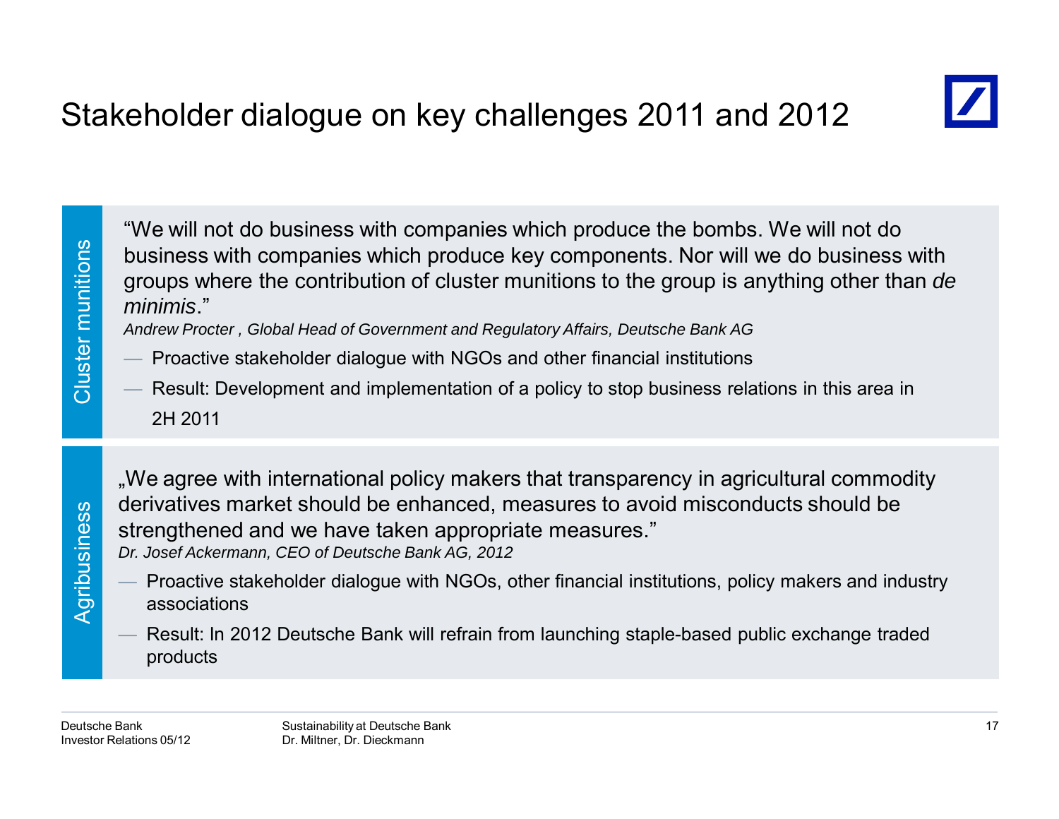# Stakeholder dialogue on key challenges 2011 and 2012

## Cluster munitions

"We will not do business with companies which produce the bombs. We will not do business with companies which produce key components. Nor will we do business with groups where the contribution of cluster munitions to the group is anything other than *de minimis*."

*Andrew Procter , Global Head of Government and Regulatory Affairs, Deutsche Bank AG*

- Proactive stakeholder dialogue with NGOs and other financial institutions
- Result: Development and implementation of a policy to stop business relations in this area in 2H 2011

## Agribusiness

„We agree with international policy makers that transparency in agricultural commodity derivatives market should be enhanced, measures to avoid misconducts should be strengthened and we have taken appropriate measures."

*Dr. Josef Ackermann, CEO of Deutsche Bank AG, 2012*

- Proactive stakeholder dialogue with NGOs, other financial institutions, policy makers and industry associations
- Result: In 2012 Deutsche Bank will refrain from launching staple-based public exchange traded products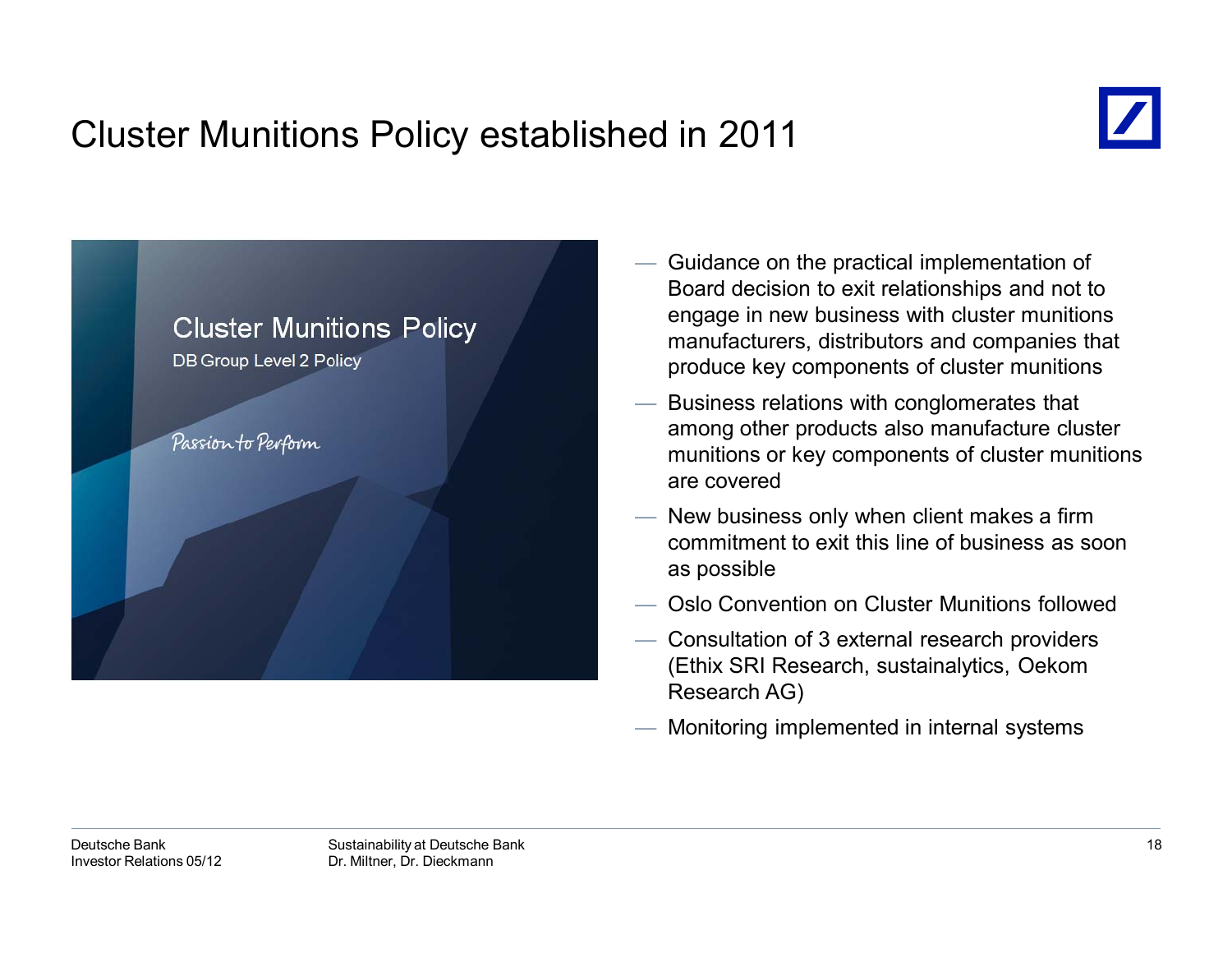# Cluster Munitions Policy established in 2011

Cluster Munitions Policy

DB Group Level 2 Policy

Passion to Perform

- Guidance on the practical implementation of Board decision to exit relationships and not to engage in new business with cluster munitions manufacturers, distributors and companies that produce key components of cluster munitions
- Business relations with conglomerates that among other products also manufacture cluster munitions or key components of cluster munitions are covered
- New business only when client makes a firm commitment to exit this line of business as soon as possible
- Oslo Convention on Cluster Munitions followed
- Consultation of 3 external research providers (Ethix SRI Research, sustainalytics, Oekom Research AG)
- Monitoring implemented in internal systems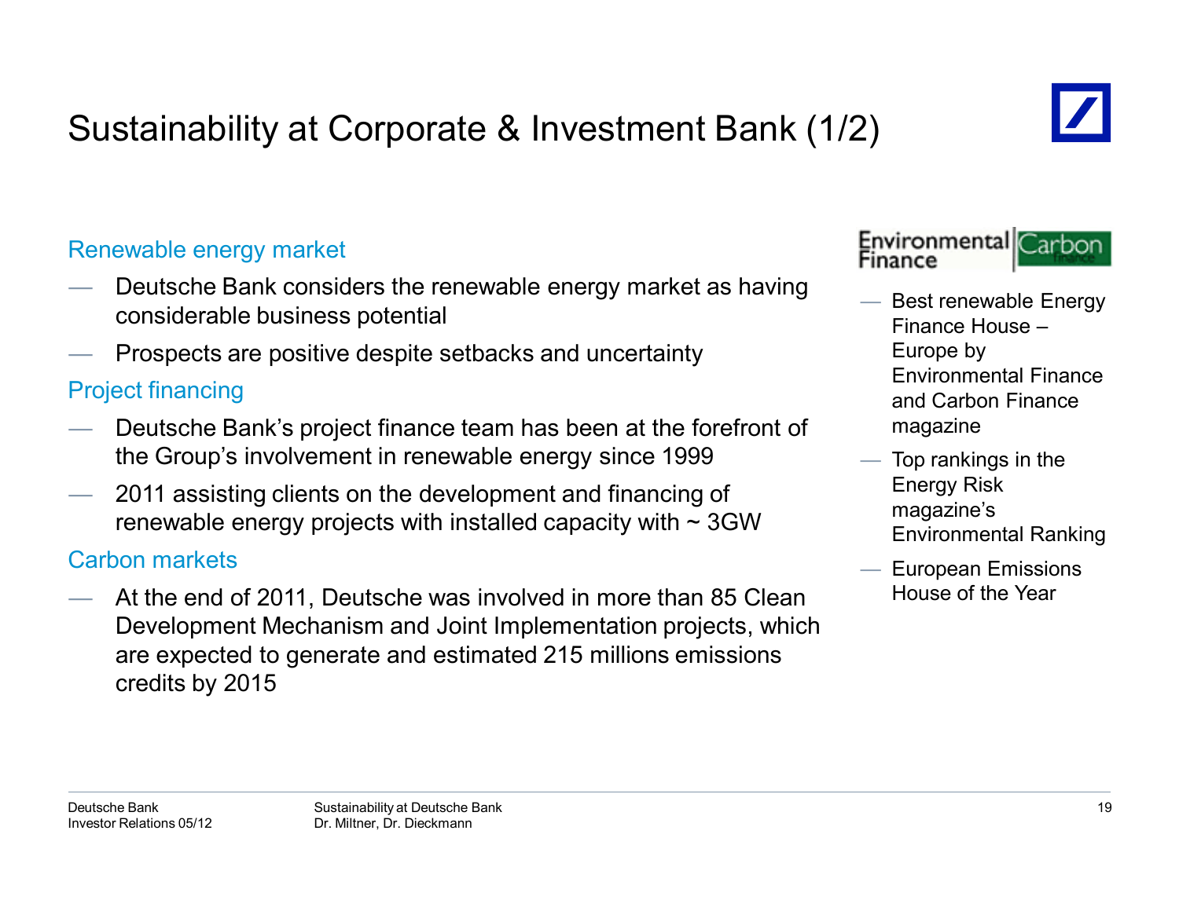# Sustainability at Corporate & Investment Bank (1/2)

## Renewable energy market

- Deutsche Bank considers the renewable energy market as having considerable business potential
- Prospects are positive despite setbacks and uncertainty

## Project financing

- Deutsche Bank's project finance team has been at the forefront of the Group's involvement in renewable energy since 1999
- 2011 assisting clients on the development and financing of renewable energy projects with installed capacity with ~ 3GW

## Carbon markets

- At the end of 2011, Deutsche was involved in more than 85 Clean Development Mechanism and Joint Implementation projects, which are expected to generate and estimated 215 millions emissions credits by 2015

Environmental Finance | Carbon finance

- Best renewable Energy Finance House – Europe by Environmental Finance and Carbon Finance magazine
- Top rankings in the Energy Risk magazine's Environmental Ranking
- European Emissions House of the Year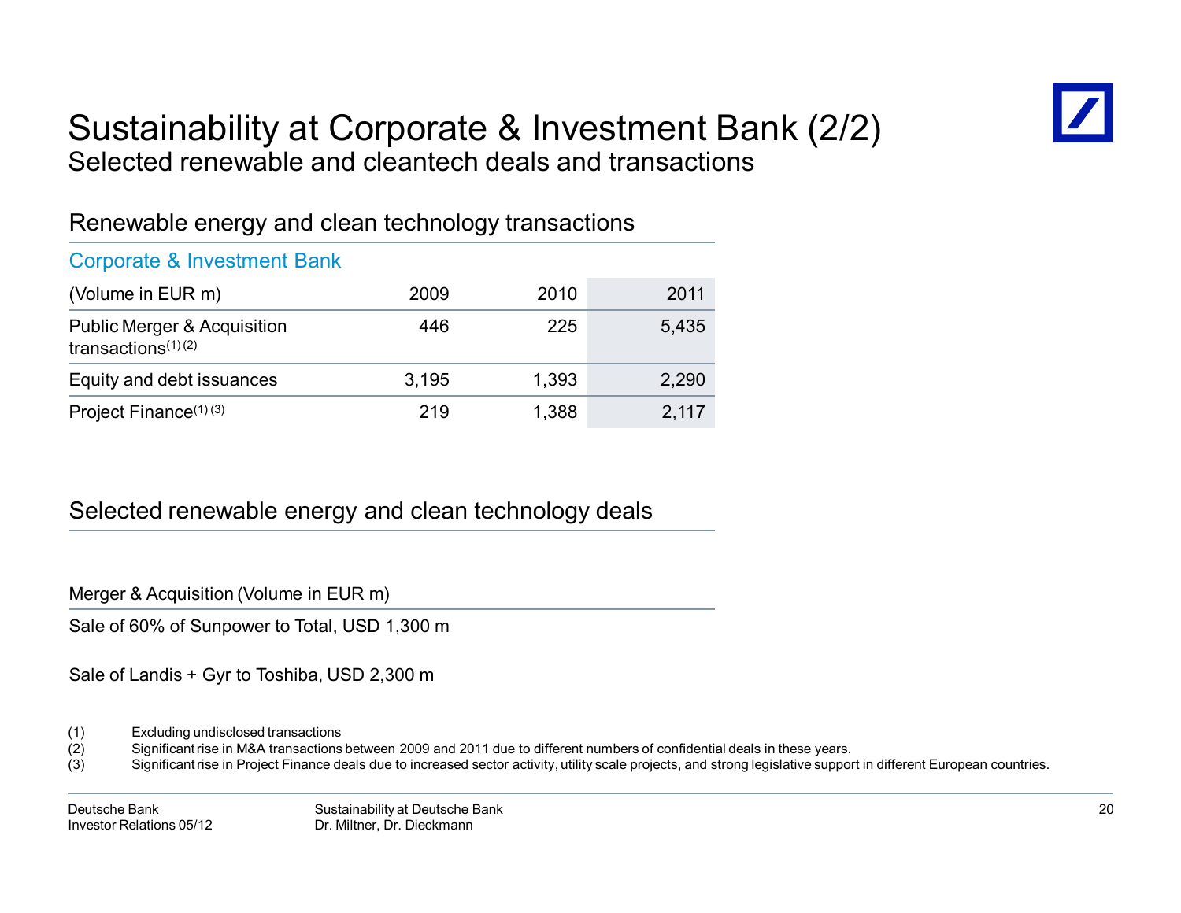# Sustainability at Corporate & Investment Bank (2/2)

## Selected renewable and cleantech deals and transactions

### Renewable energy and clean technology transactions

Corporate & Investment Bank

| (Volume in EUR m) | 2009 | 2010 | 2011 |
|---|---|---|---|
| Public Merger & Acquisition transactions[(1) (2)] | 446 | 225 | 5,435 |
| Equity and debt issuances | 3,195 | 1,393 | 2,290 |
| Project Finance[(1) (3)] | 219 | 1,388 | 2,117 |

### Selected renewable energy and clean technology deals

| Merger & Acquisition (Volume in EUR m) |
|---|
| Sale of 60% of Sunpower to Total, USD 1,300 m |
| Sale of Landis + Gyr to Toshiba, USD 2,300 m |

(1) Excluding undisclosed transactions
(2) Significant rise in M&A transactions between 2009 and 2011 due to different numbers of confidential deals in these years.
(3) Significant rise in Project Finance deals due to increased sector activity, utility scale projects, and strong legislative support in different European countries.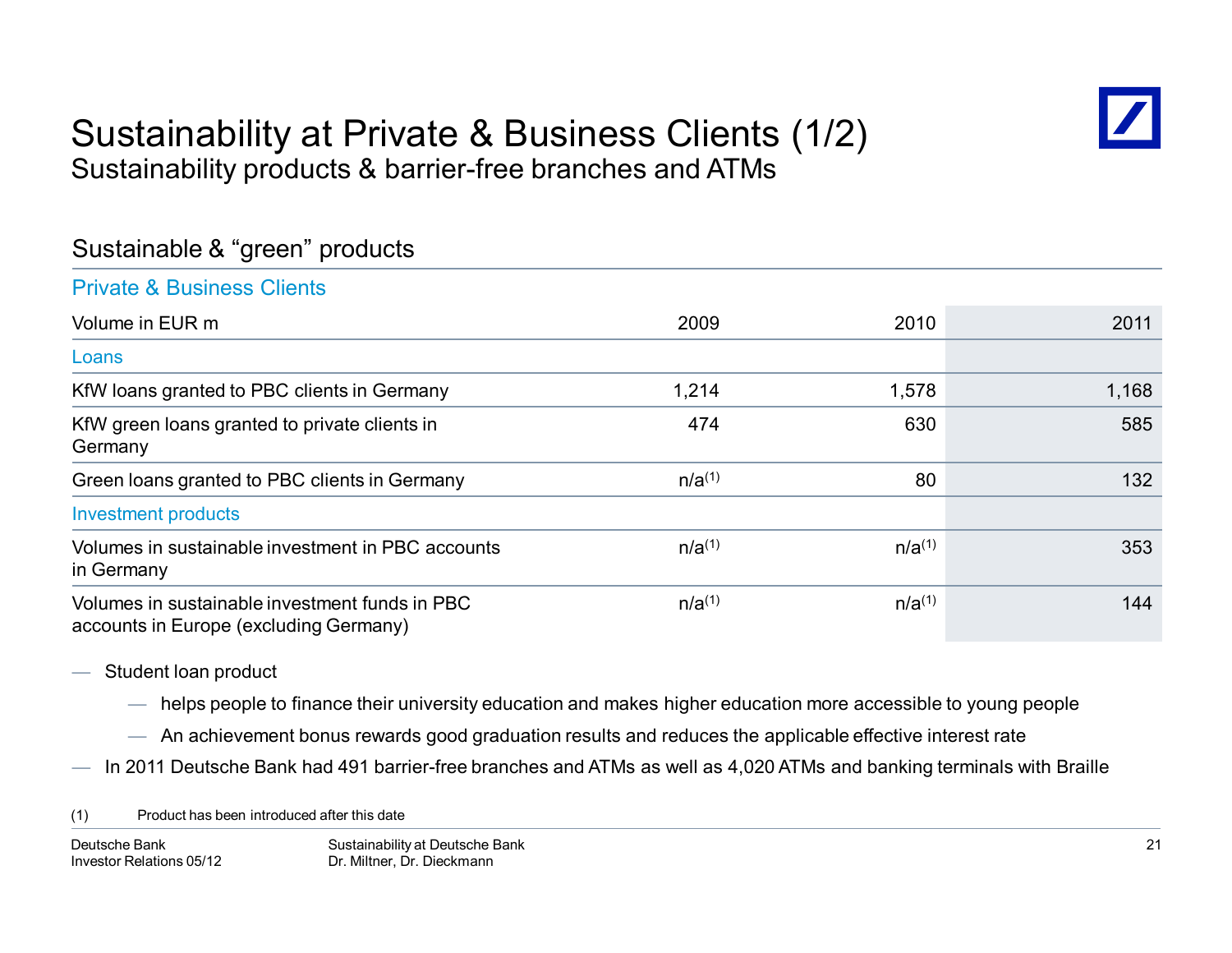# Sustainability at Private & Business Clients (1/2)

## Sustainability products & barrier-free branches and ATMs

### Sustainable & "green" products

**Private & Business Clients**

| Volume in EUR m | 2009 | 2010 | 2011 |
|---|---|---|---|
| **Loans** | | | |
| KfW loans granted to PBC clients in Germany | 1,214 | 1,578 | 1,168 |
| KfW green loans granted to private clients in Germany | 474 | 630 | 585 |
| Green loans granted to PBC clients in Germany | n/a[1] | 80 | 132 |
| **Investment products** | | | |
| Volumes in sustainable investment in PBC accounts in Germany | n/a[1] | n/a[1] | 353 |
| Volumes in sustainable investment funds in PBC accounts in Europe (excluding Germany) | n/a[1] | n/a[1] | 144 |

- Student loan product
  - helps people to finance their university education and makes higher education more accessible to young people
  - An achievement bonus rewards good graduation results and reduces the applicable effective interest rate
- In 2011 Deutsche Bank had 491 barrier-free branches and ATMs as well as 4,020 ATMs and banking terminals with Braille

(1) Product has been introduced after this date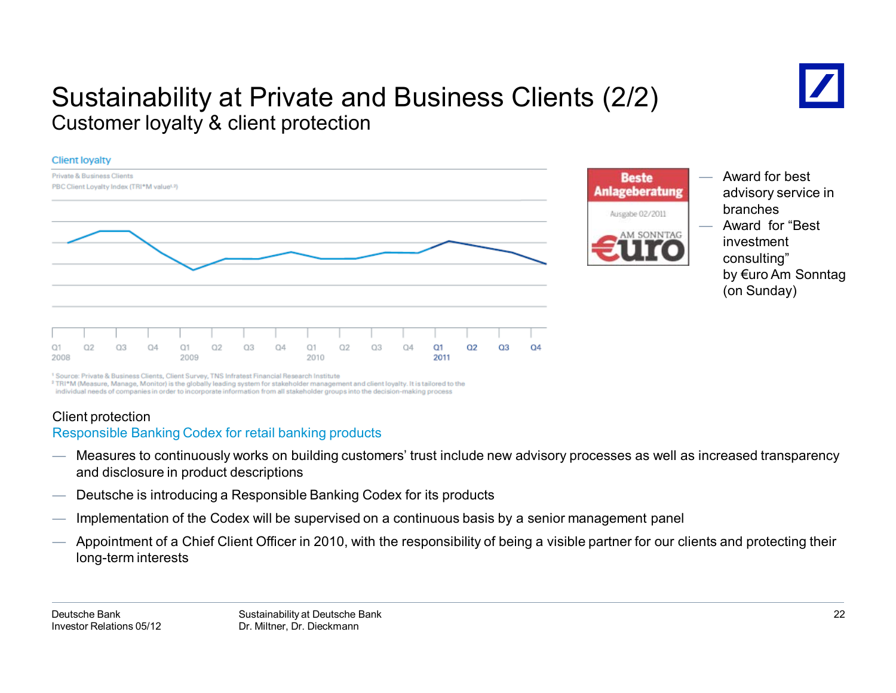# Sustainability at Private and Business Clients (2/2)

## Customer loyalty & client protection

Client loyalty

Private & Business Clients

PBC Client Loyalty Index (TRI*M value[1,2])

Q1 2008, Q2, Q3, Q4, Q1 2009, Q2, Q3, Q4, Q1 2010, Q2, Q3, Q4, Q1 2011, Q2, Q3, Q4

[1] Source: Private & Business Clients, Client Survey, TNS Infratest Financial Research Institute

[2] TRI*M (Measure, Manage, Monitor) is the globally leading system for stakeholder management and client loyalty. It is tailored to the individual needs of companies in order to incorporate information from all stakeholder groups into the decision-making process

Beste Anlageberatung

Ausgabe 02/2011

AM SONNTAG €uro

- Award for best advisory service in branches
- Award for "Best investment consulting" by €uro Am Sonntag (on Sunday)

Client protection

Responsible Banking Codex for retail banking products

- Measures to continuously works on building customers' trust include new advisory processes as well as increased transparency and disclosure in product descriptions
- Deutsche is introducing a Responsible Banking Codex for its products
- Implementation of the Codex will be supervised on a continuous basis by a senior management panel
- Appointment of a Chief Client Officer in 2010, with the responsibility of being a visible partner for our clients and protecting their long-term interests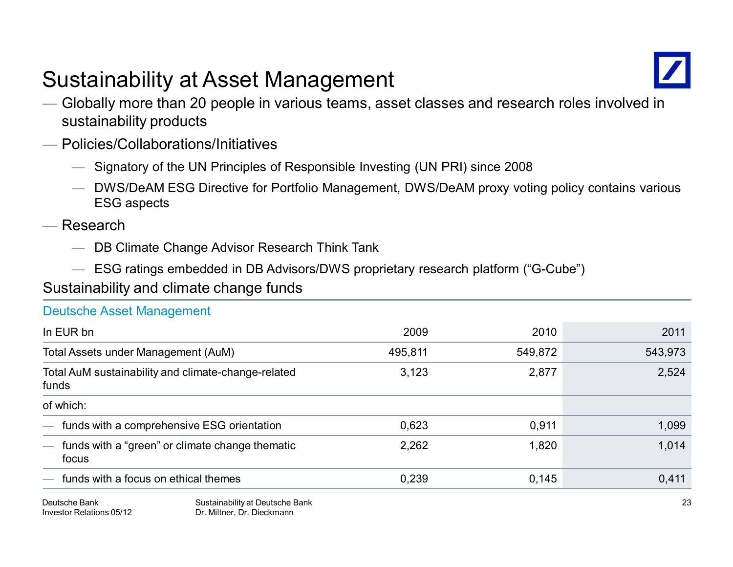# Sustainability at Asset Management

- Globally more than 20 people in various teams, asset classes and research roles involved in sustainability products
- Policies/Collaborations/Initiatives
  - Signatory of the UN Principles of Responsible Investing (UN PRI) since 2008
  - DWS/DeAM ESG Directive for Portfolio Management, DWS/DeAM proxy voting policy contains various ESG aspects
- Research
  - DB Climate Change Advisor Research Think Tank
  - ESG ratings embedded in DB Advisors/DWS proprietary research platform ("G-Cube")

## Sustainability and climate change funds

Deutsche Asset Management

| In EUR bn | 2009 | 2010 | 2011 |
|---|---|---|---|
| Total Assets under Management (AuM) | 495,811 | 549,872 | 543,973 |
| Total AuM sustainability and climate-change-related funds | 3,123 | 2,877 | 2,524 |
| of which: | | | |
| — funds with a comprehensive ESG orientation | 0,623 | 0,911 | 1,099 |
| — funds with a "green" or climate change thematic focus | 2,262 | 1,820 | 1,014 |
| — funds with a focus on ethical themes | 0,239 | 0,145 | 0,411 |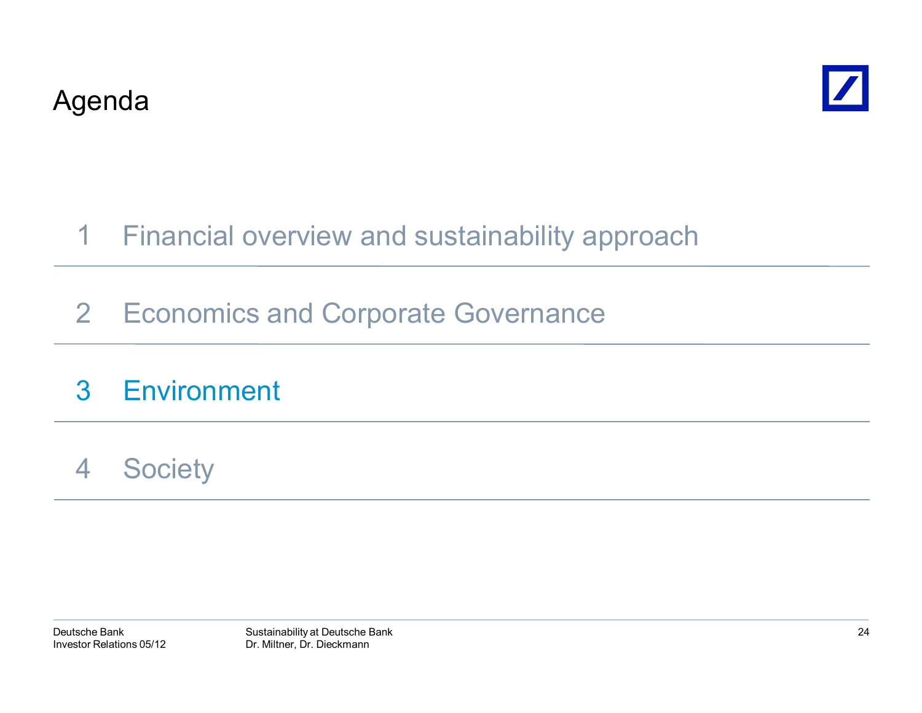# Agenda

1 Financial overview and sustainability approach

2 Economics and Corporate Governance

3 Environment

4 Society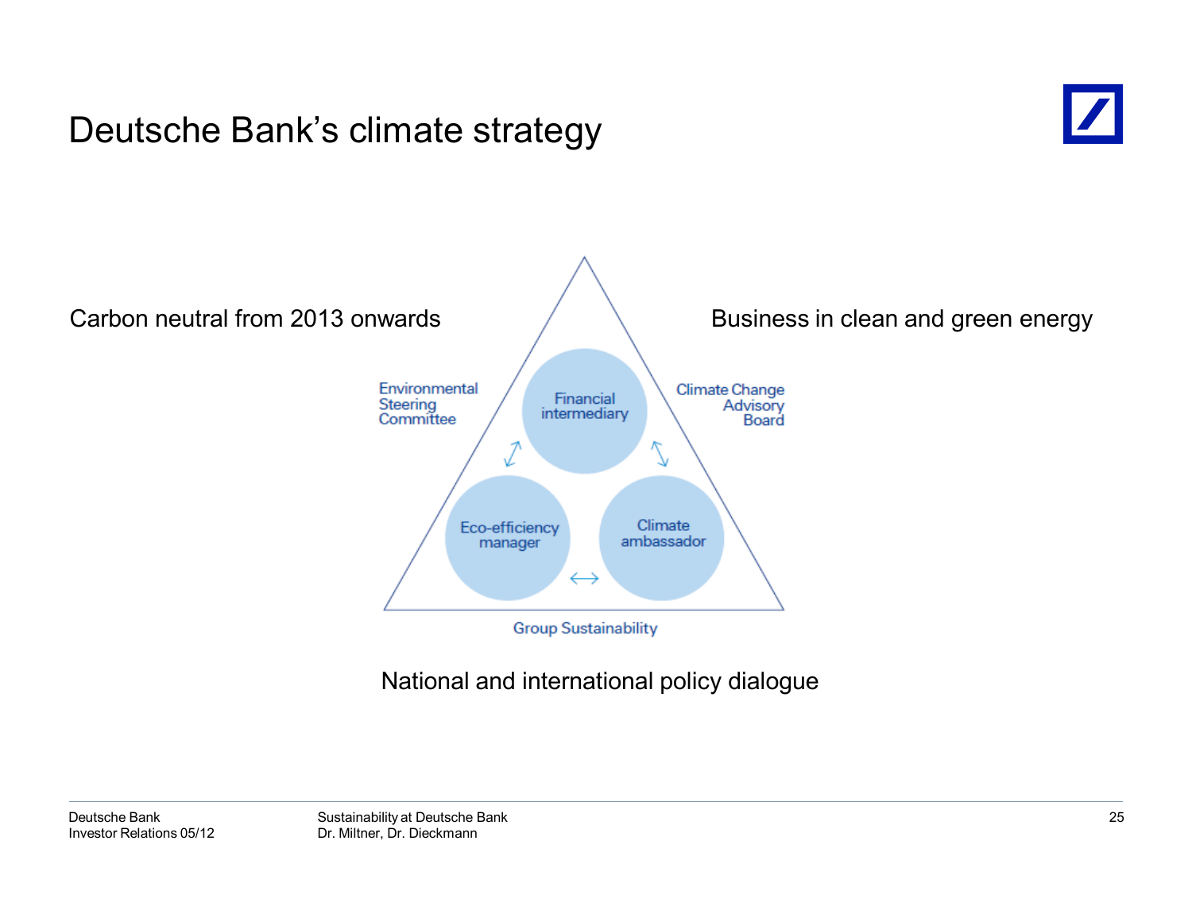# Deutsche Bank's climate strategy

Carbon neutral from 2013 onwards

Business in clean and green energy

Environmental Steering Committee

Financial intermediary

Climate Change Advisory Board

Eco-efficiency manager

Climate ambassador

Group Sustainability

National and international policy dialogue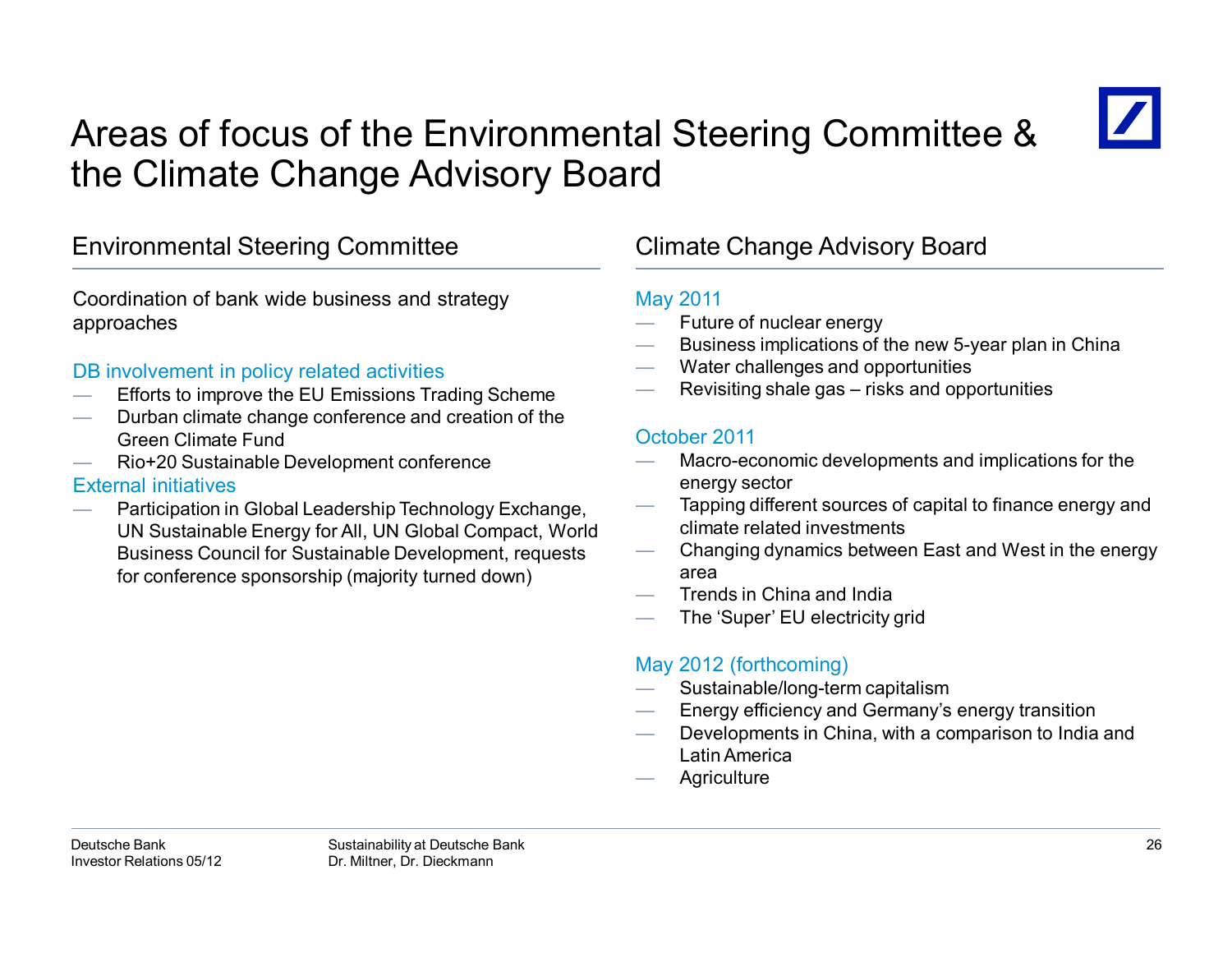# Areas of focus of the Environmental Steering Committee & the Climate Change Advisory Board

## Environmental Steering Committee

Coordination of bank wide business and strategy approaches

### DB involvement in policy related activities

- Efforts to improve the EU Emissions Trading Scheme
- Durban climate change conference and creation of the Green Climate Fund
- Rio+20 Sustainable Development conference

### External initiatives

- Participation in Global Leadership Technology Exchange, UN Sustainable Energy for All, UN Global Compact, World Business Council for Sustainable Development, requests for conference sponsorship (majority turned down)

## Climate Change Advisory Board

### May 2011

- Future of nuclear energy
- Business implications of the new 5-year plan in China
- Water challenges and opportunities
- Revisiting shale gas – risks and opportunities

### October 2011

- Macro-economic developments and implications for the energy sector
- Tapping different sources of capital to finance energy and climate related investments
- Changing dynamics between East and West in the energy area
- Trends in China and India
- The 'Super' EU electricity grid

### May 2012 (forthcoming)

- Sustainable/long-term capitalism
- Energy efficiency and Germany's energy transition
- Developments in China, with a comparison to India and Latin America
- Agriculture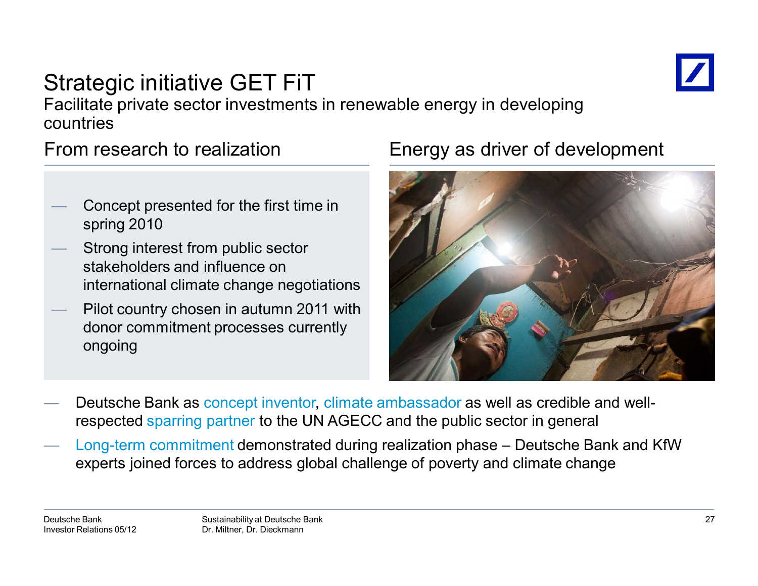# Strategic initiative GET FiT

Facilitate private sector investments in renewable energy in developing countries

## From research to realization

- Concept presented for the first time in spring 2010
- Strong interest from public sector stakeholders and influence on international climate change negotiations
- Pilot country chosen in autumn 2011 with donor commitment processes currently ongoing

## Energy as driver of development

- Deutsche Bank as concept inventor, climate ambassador as well as credible and well-respected sparring partner to the UN AGECC and the public sector in general
- Long-term commitment demonstrated during realization phase – Deutsche Bank and KfW experts joined forces to address global challenge of poverty and climate change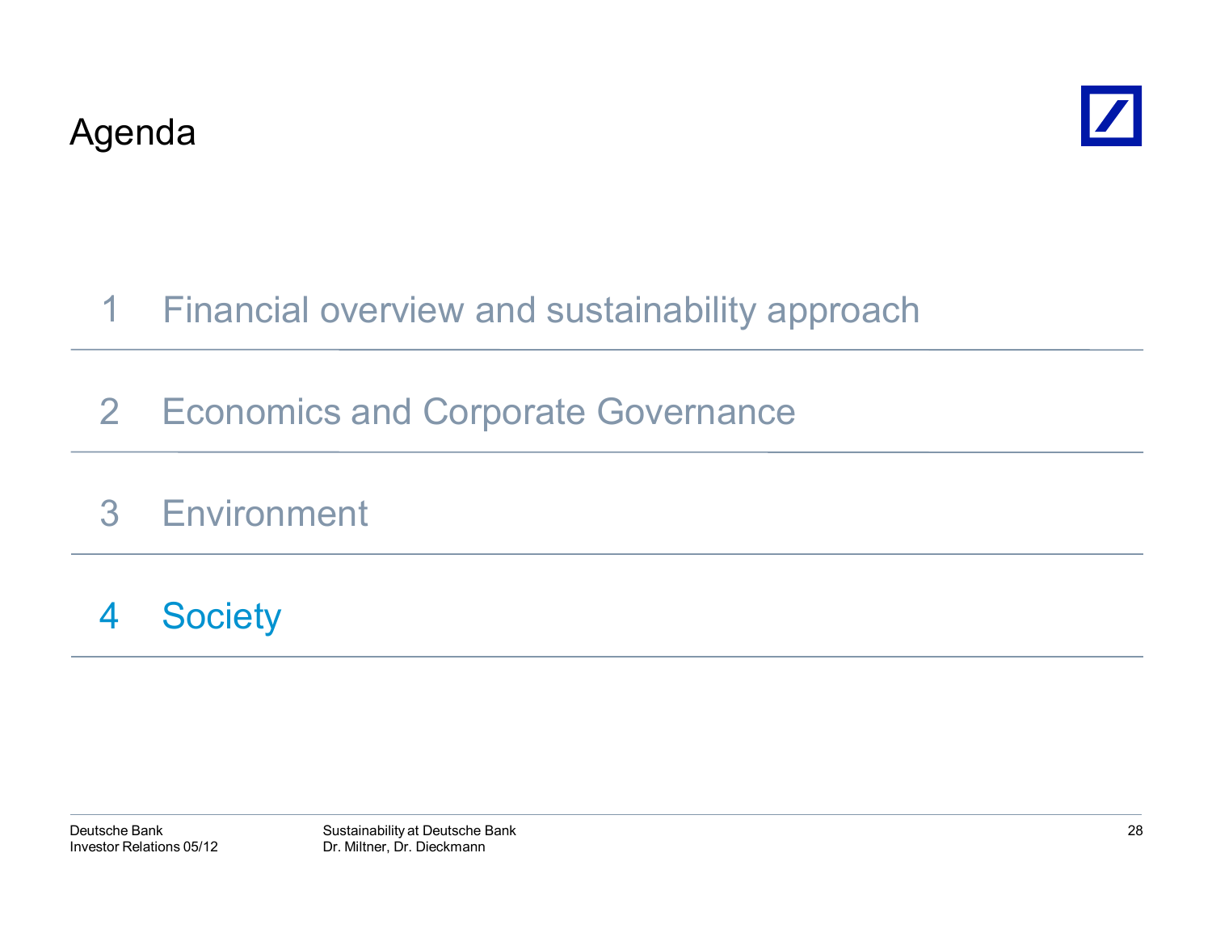# Agenda

1. Financial overview and sustainability approach
2. Economics and Corporate Governance
3. Environment
4. Society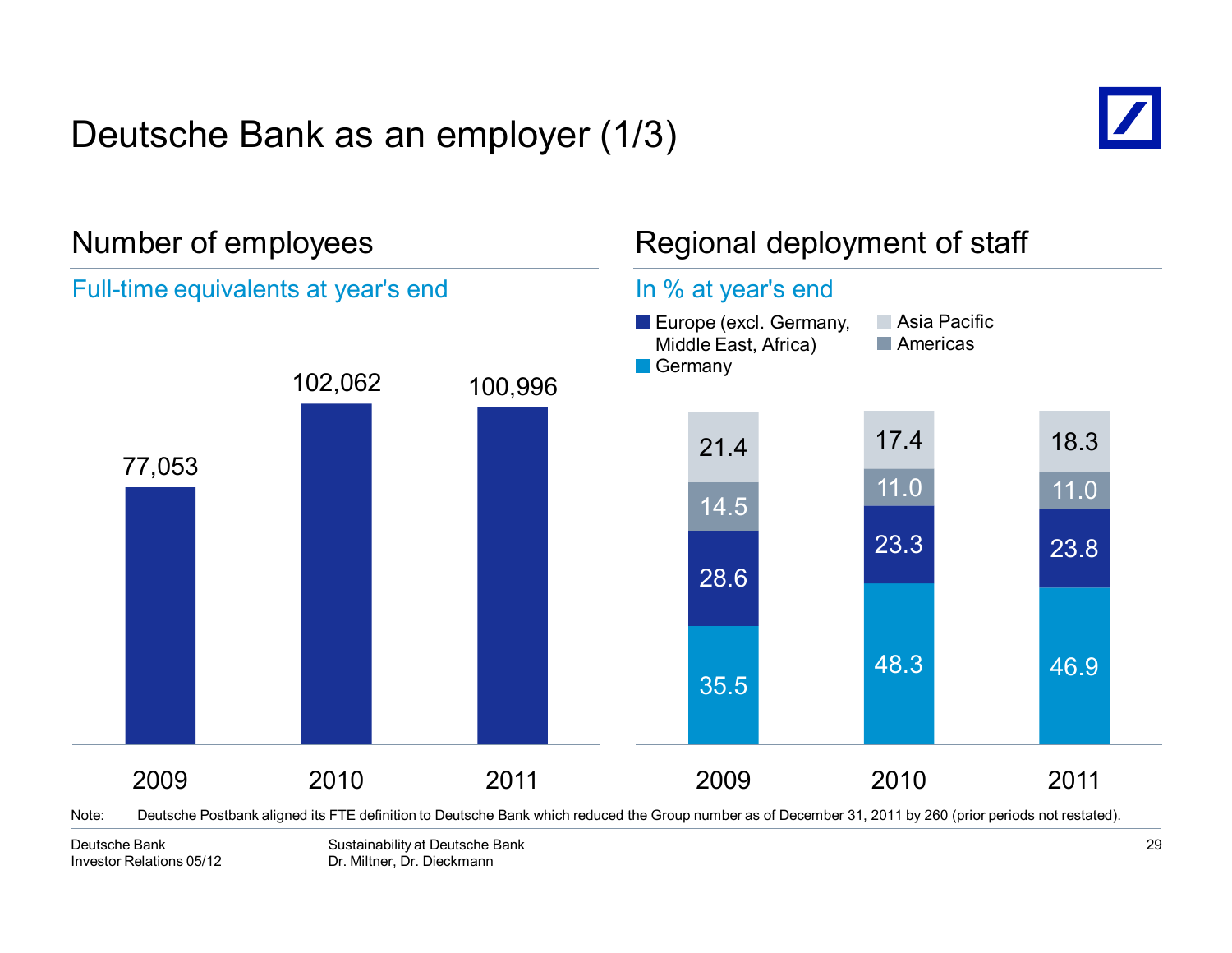# Deutsche Bank as an employer (1/3)

## Number of employees

### Full-time equivalents at year's end

| Year | Employees |
|---|---|
| 2009 | 77,053 |
| 2010 | 102,062 |
| 2011 | 100,996 |

## Regional deployment of staff

### In % at year's end

| Region | 2009 | 2010 | 2011 |
|---|---|---|---|
| Asia Pacific | 21.4 | 17.4 | 18.3 |
| Americas | 14.5 | 11.0 | 11.0 |
| Europe (excl. Germany, Middle East, Africa) | 28.6 | 23.3 | 23.8 |
| Germany | 35.5 | 48.3 | 46.9 |

Note: Deutsche Postbank aligned its FTE definition to Deutsche Bank which reduced the Group number as of December 31, 2011 by 260 (prior periods not restated).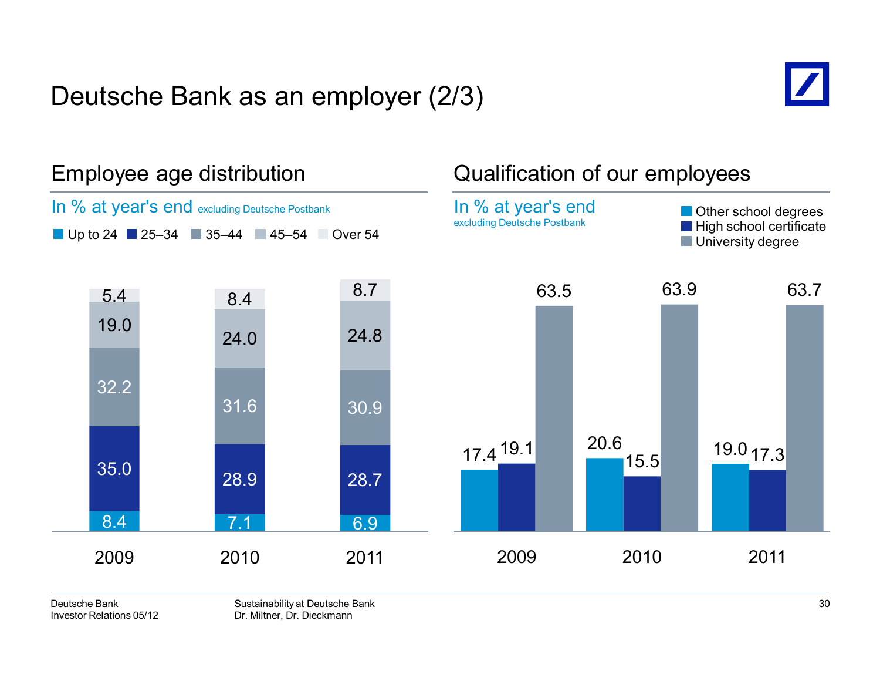# Deutsche Bank as an employer (2/3)

## Employee age distribution

In % at year's end excluding Deutsche Postbank

| Age group | 2009 | 2010 | 2011 |
|---|---|---|---|
| Up to 24 | 8.4 | 7.1 | 6.9 |
| 25–34 | 35.0 | 28.9 | 28.7 |
| 35–44 | 32.2 | 31.6 | 30.9 |
| 45–54 | 19.0 | 24.0 | 24.8 |
| Over 54 | 5.4 | 8.4 | 8.7 |

## Qualification of our employees

In % at year's end
excluding Deutsche Postbank

| Qualification | 2009 | 2010 | 2011 |
|---|---|---|---|
| Other school degrees | 17.4 | 20.6 | 19.0 |
| High school certificate | 19.1 | 15.5 | 17.3 |
| University degree | 63.5 | 63.9 | 63.7 |

Deutsche Bank
Investor Relations 05/12

Sustainability at Deutsche Bank
Dr. Miltner, Dr. Dieckmann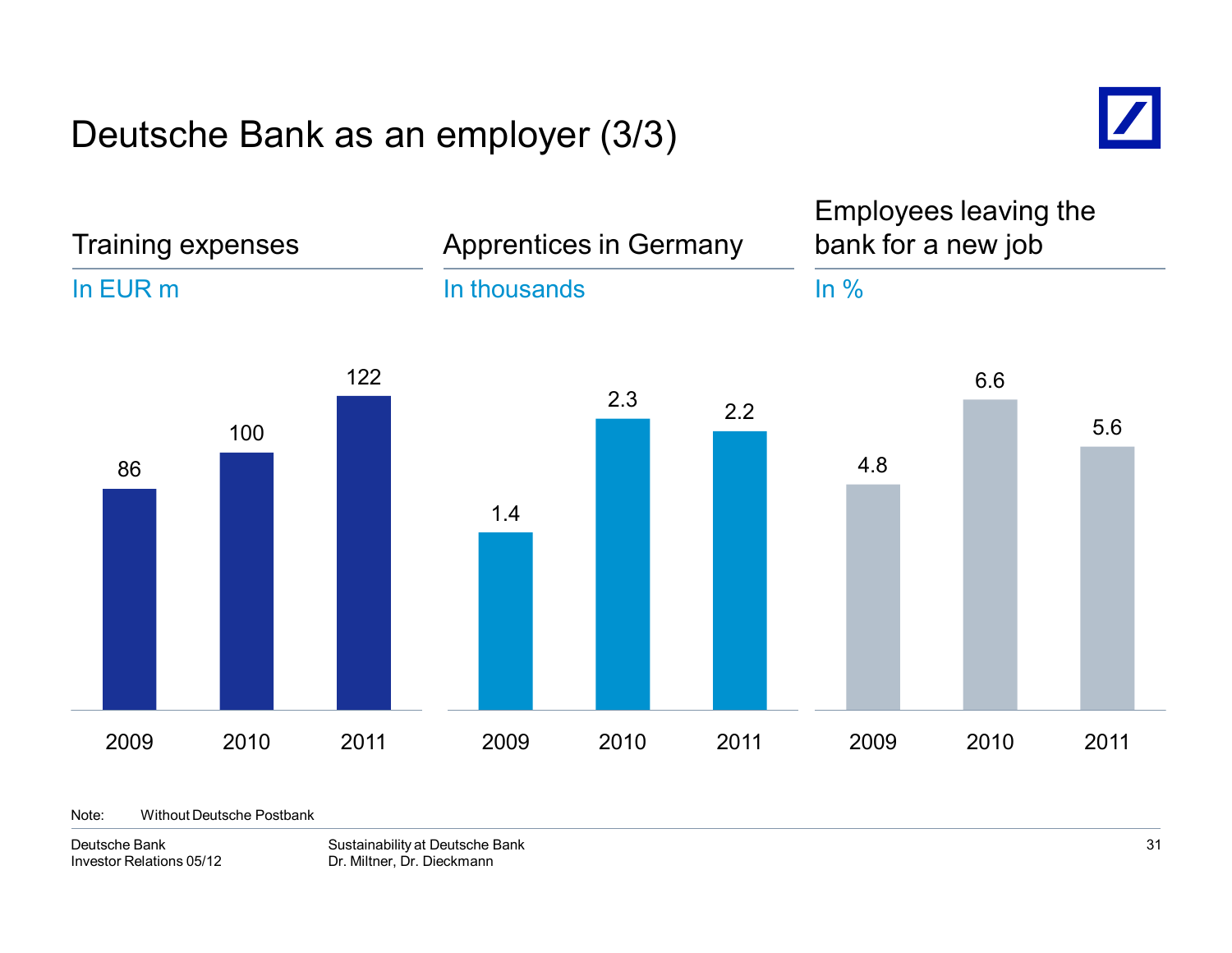# Deutsche Bank as an employer (3/3)

## Training expenses

In EUR m

| 2009 | 2010 | 2011 |
| --- | --- | --- |
| 86 | 100 | 122 |

## Apprentices in Germany

In thousands

| 2009 | 2010 | 2011 |
| --- | --- | --- |
| 1.4 | 2.3 | 2.2 |

## Employees leaving the bank for a new job

In %

| 2009 | 2010 | 2011 |
| --- | --- | --- |
| 4.8 | 6.6 | 5.6 |

Note: Without Deutsche Postbank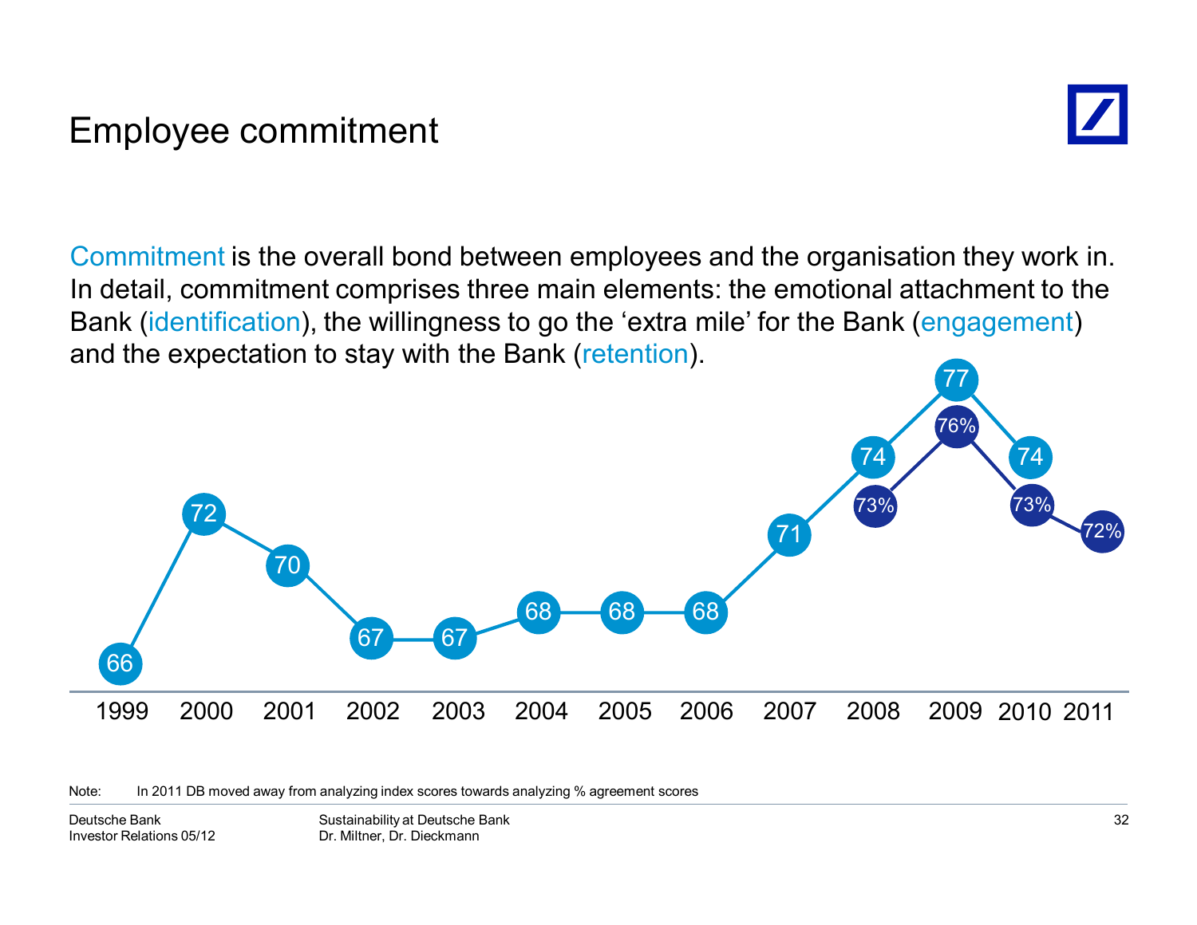# Employee commitment

Commitment is the overall bond between employees and the organisation they work in. In detail, commitment comprises three main elements: the emotional attachment to the Bank (identification), the willingness to go the 'extra mile' for the Bank (engagement) and the expectation to stay with the Bank (retention).

| Year | Index score | % agreement |
|---|---|---|
| 1999 | 66 | |
| 2000 | 72 | |
| 2001 | 70 | |
| 2002 | 67 | |
| 2003 | 67 | |
| 2004 | 68 | |
| 2005 | 68 | |
| 2006 | 68 | |
| 2007 | 71 | |
| 2008 | 74 | 73% |
| 2009 | 77 | 76% |
| 2010 | 74 | 73% |
| 2011 | | 72% |

Note: In 2011 DB moved away from analyzing index scores towards analyzing % agreement scores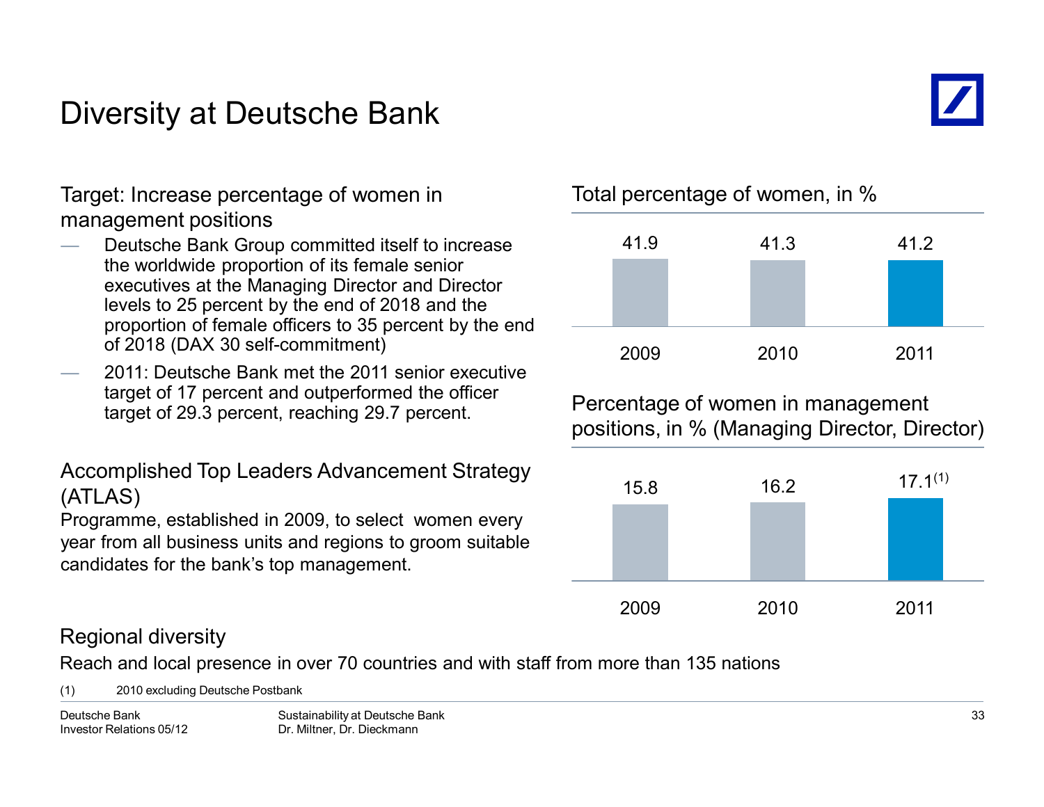# Diversity at Deutsche Bank

## Target: Increase percentage of women in management positions

- Deutsche Bank Group committed itself to increase the worldwide proportion of its female senior executives at the Managing Director and Director levels to 25 percent by the end of 2018 and the proportion of female officers to 35 percent by the end of 2018 (DAX 30 self-commitment)
- 2011: Deutsche Bank met the 2011 senior executive target of 17 percent and outperformed the officer target of 29.3 percent, reaching 29.7 percent.

## Accomplished Top Leaders Advancement Strategy (ATLAS)

Programme, established in 2009, to select women every year from all business units and regions to groom suitable candidates for the bank's top management.

### Total percentage of women, in %

| 2009 | 2010 | 2011 |
|---|---|---|
| 41.9 | 41.3 | 41.2 |

### Percentage of women in management positions, in % (Managing Director, Director)

| 2009 | 2010 | 2011 |
|---|---|---|
| 15.8 | 16.2 | 17.1[1] |

## Regional diversity

Reach and local presence in over 70 countries and with staff from more than 135 nations

(1) 2010 excluding Deutsche Postbank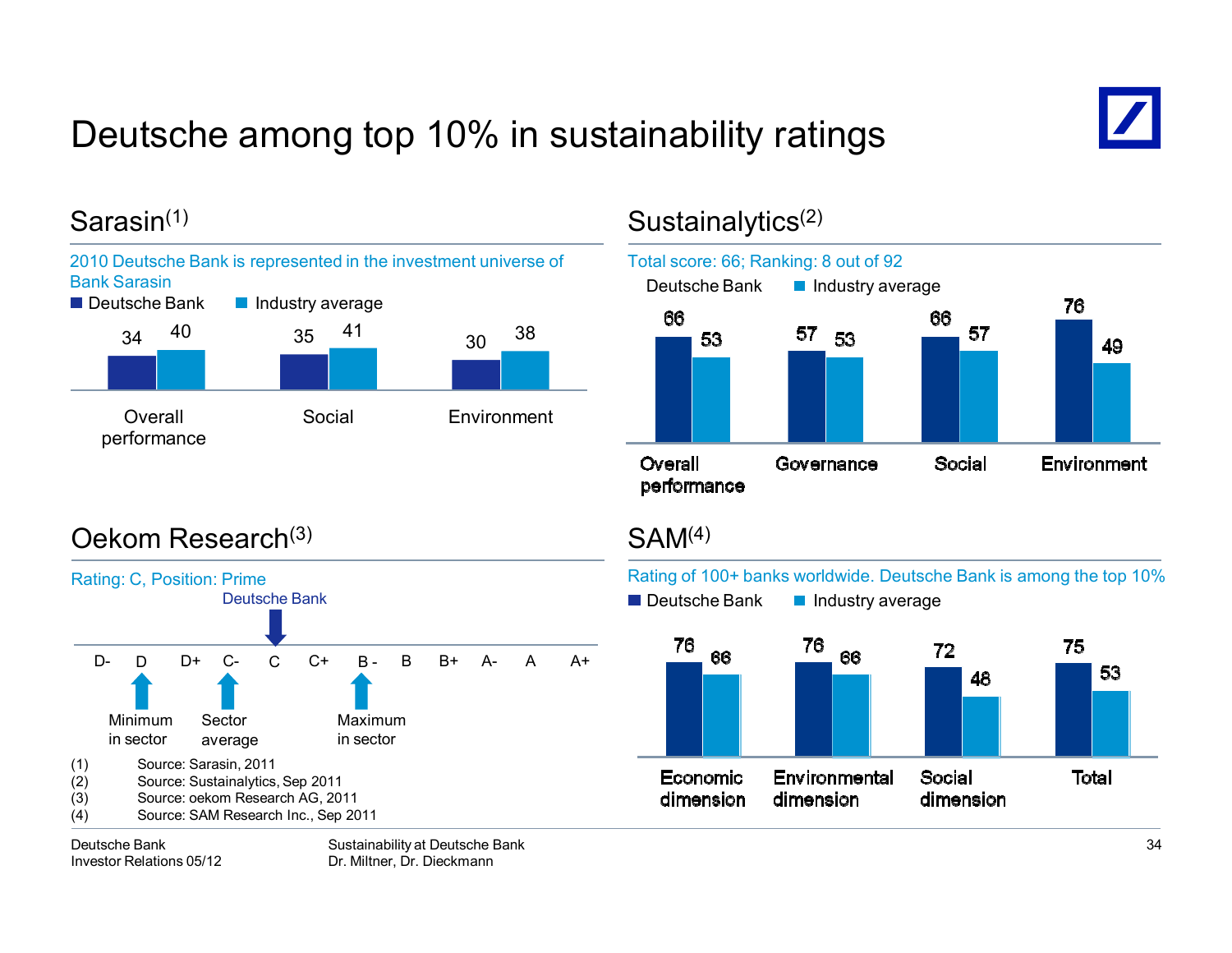# Deutsche among top 10% in sustainability ratings

## Sarasin[1]

2010 Deutsche Bank is represented in the investment universe of Bank Sarasin

| | Deutsche Bank | Industry average |
|---|---|---|
| Overall performance | 34 | 40 |
| Social | 35 | 41 |
| Environment | 30 | 38 |

## Sustainalytics[2]

Total score: 66; Ranking: 8 out of 92

| | Deutsche Bank | Industry average |
|---|---|---|
| Overall performance | 66 | 53 |
| Governance | 57 | 53 |
| Social | 66 | 57 |
| Environment | 76 | 49 |

## Oekom Research[3]

Rating: C, Position: Prime

Scale: D- | D | D+ | C- | C | C+ | B - | B | B+ | A- | A | A+

- Deutsche Bank: C
- Minimum in sector: D
- Sector average: C-
- Maximum in sector: B -

## SAM[4]

Rating of 100+ banks worldwide. Deutsche Bank is among the top 10%

| | Deutsche Bank | Industry average |
|---|---|---|
| Economic dimension | 76 | 66 |
| Environmental dimension | 76 | 66 |
| Social dimension | 72 | 48 |
| Total | 75 | 53 |

(1) Source: Sarasin, 2011
(2) Source: Sustainalytics, Sep 2011
(3) Source: oekom Research AG, 2011
(4) Source: SAM Research Inc., Sep 2011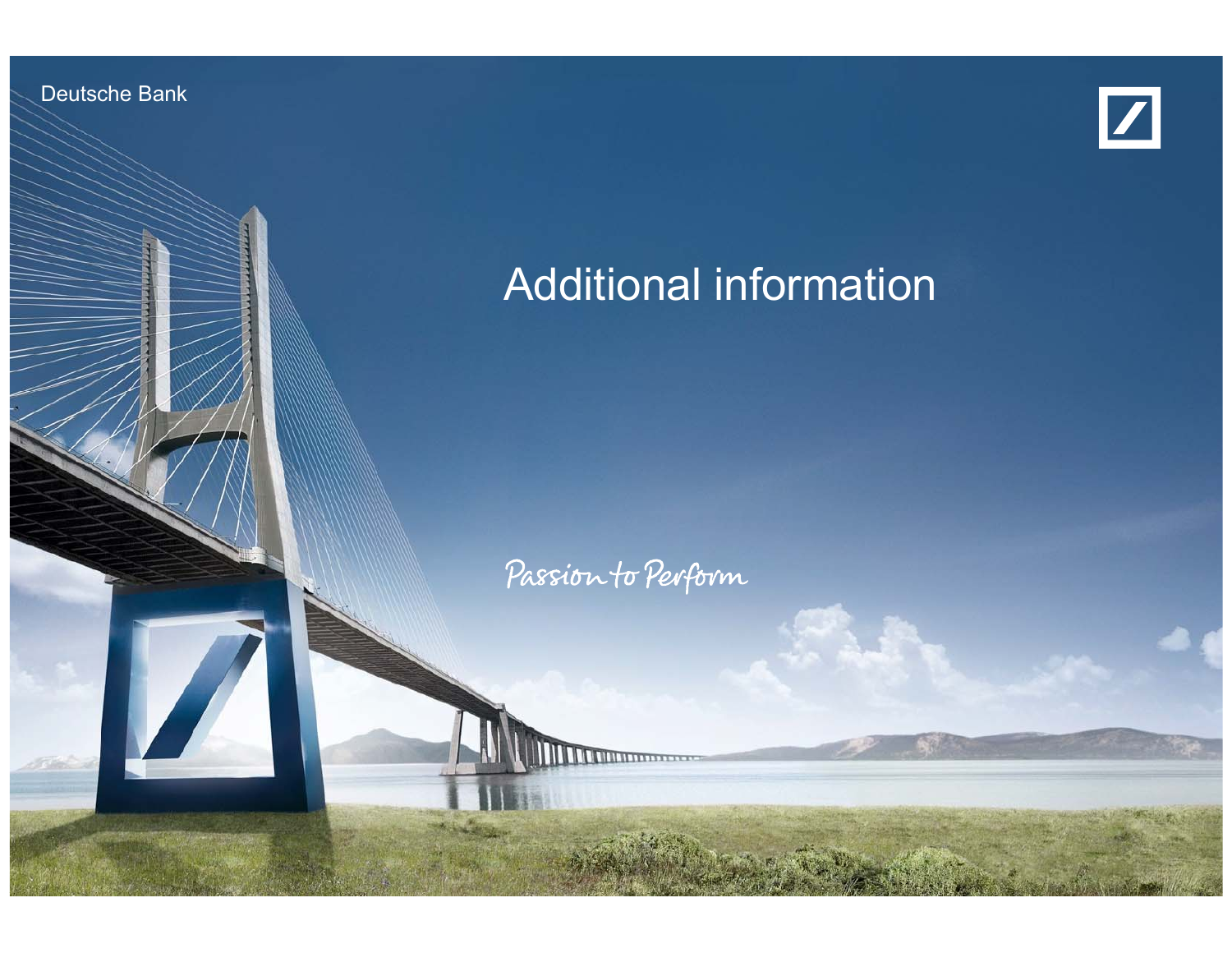Deutsche Bank

# Additional information

Passion to Perform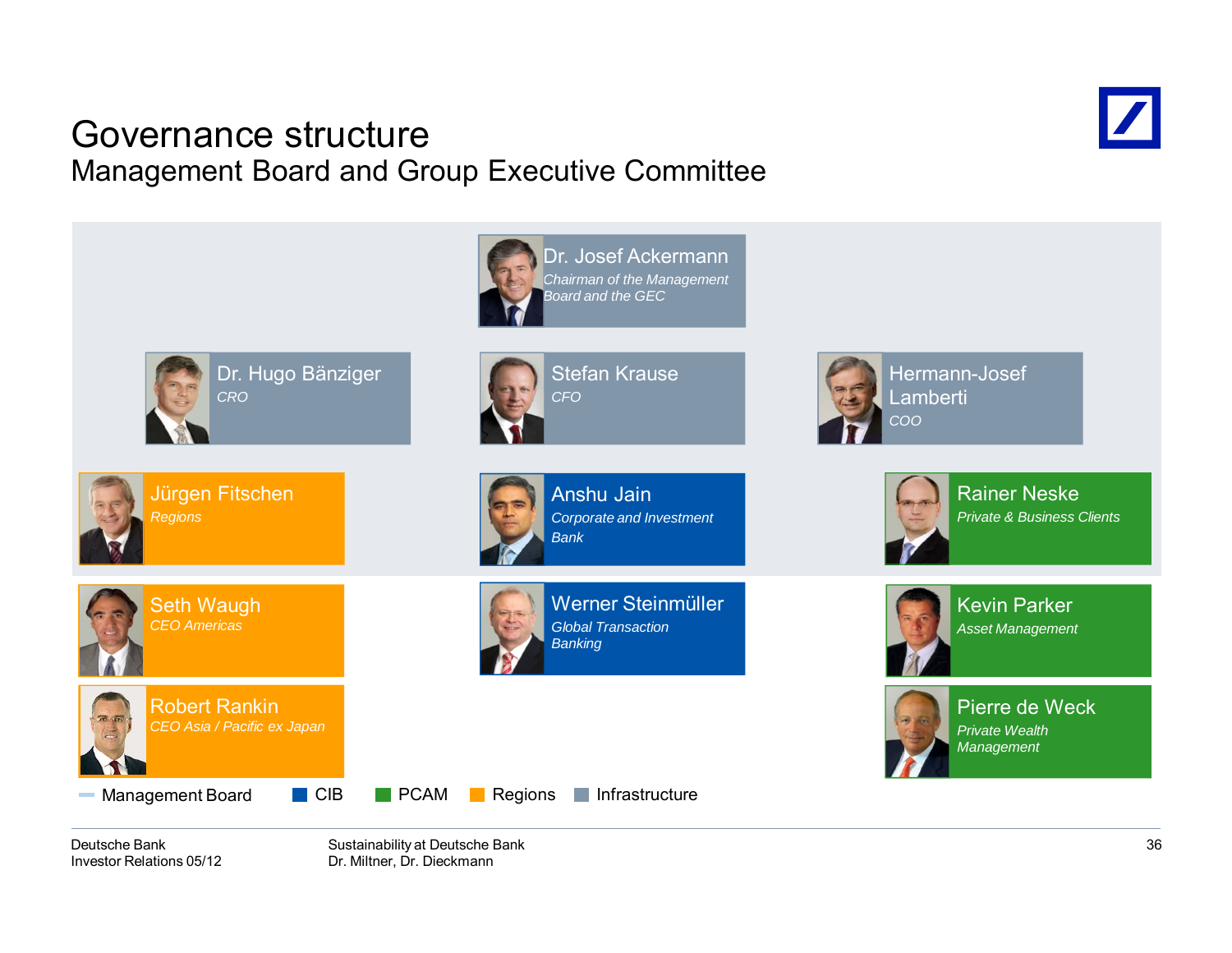# Governance structure

## Management Board and Group Executive Committee

**Dr. Josef Ackermann**
*Chairman of the Management Board and the GEC*

**Dr. Hugo Bänziger**
*CRO*

**Stefan Krause**
*CFO*

**Hermann-Josef Lamberti**
*COO*

**Jürgen Fitschen**
*Regions*

**Anshu Jain**
*Corporate and Investment Bank*

**Rainer Neske**
*Private & Business Clients*

**Seth Waugh**
*CEO Americas*

**Werner Steinmüller**
*Global Transaction Banking*

**Kevin Parker**
*Asset Management*

**Robert Rankin**
*CEO Asia / Pacific ex Japan*

**Pierre de Weck**
*Private Wealth Management*

Management Board | CIB | PCAM | Regions | Infrastructure

Deutsche Bank
Investor Relations 05/12

Sustainability at Deutsche Bank
Dr. Miltner, Dr. Dieckmann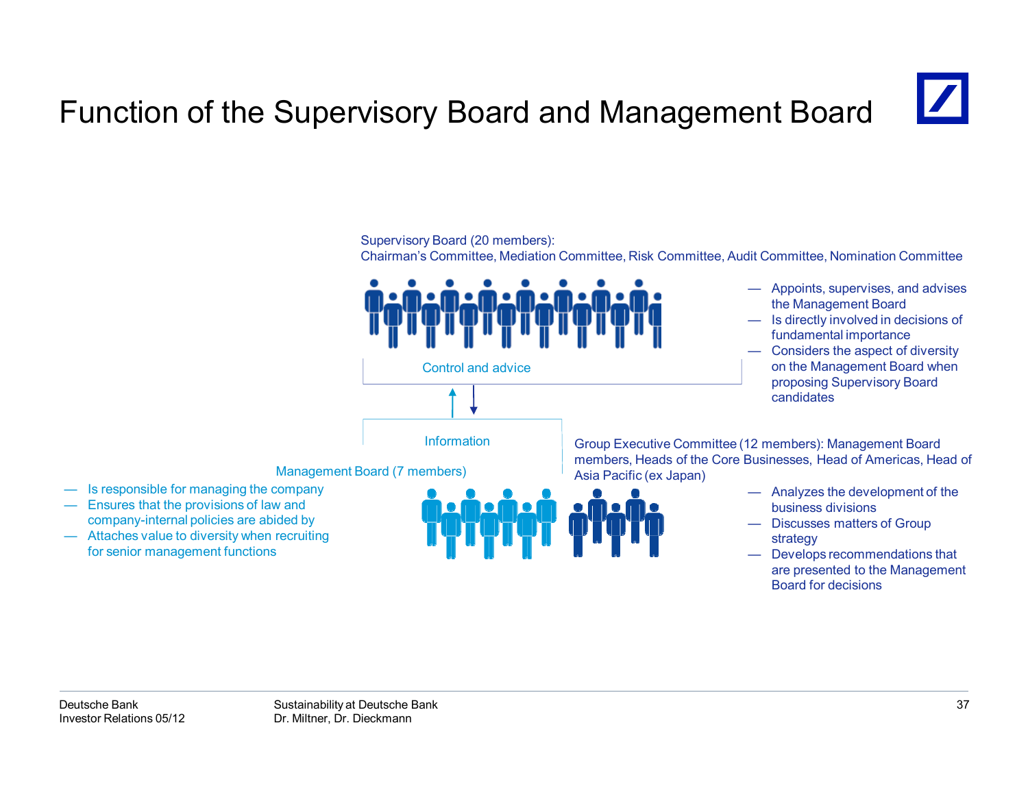# Function of the Supervisory Board and Management Board

Supervisory Board (20 members):
Chairman's Committee, Mediation Committee, Risk Committee, Audit Committee, Nomination Committee

- Appoints, supervises, and advises the Management Board
- Is directly involved in decisions of fundamental importance
- Considers the aspect of diversity on the Management Board when proposing Supervisory Board candidates

Control and advice

Information

Management Board (7 members)

- Is responsible for managing the company
- Ensures that the provisions of law and company-internal policies are abided by
- Attaches value to diversity when recruiting for senior management functions

Group Executive Committee (12 members): Management Board members, Heads of the Core Businesses, Head of Americas, Head of Asia Pacific (ex Japan)

- Analyzes the development of the business divisions
- Discusses matters of Group strategy
- Develops recommendations that are presented to the Management Board for decisions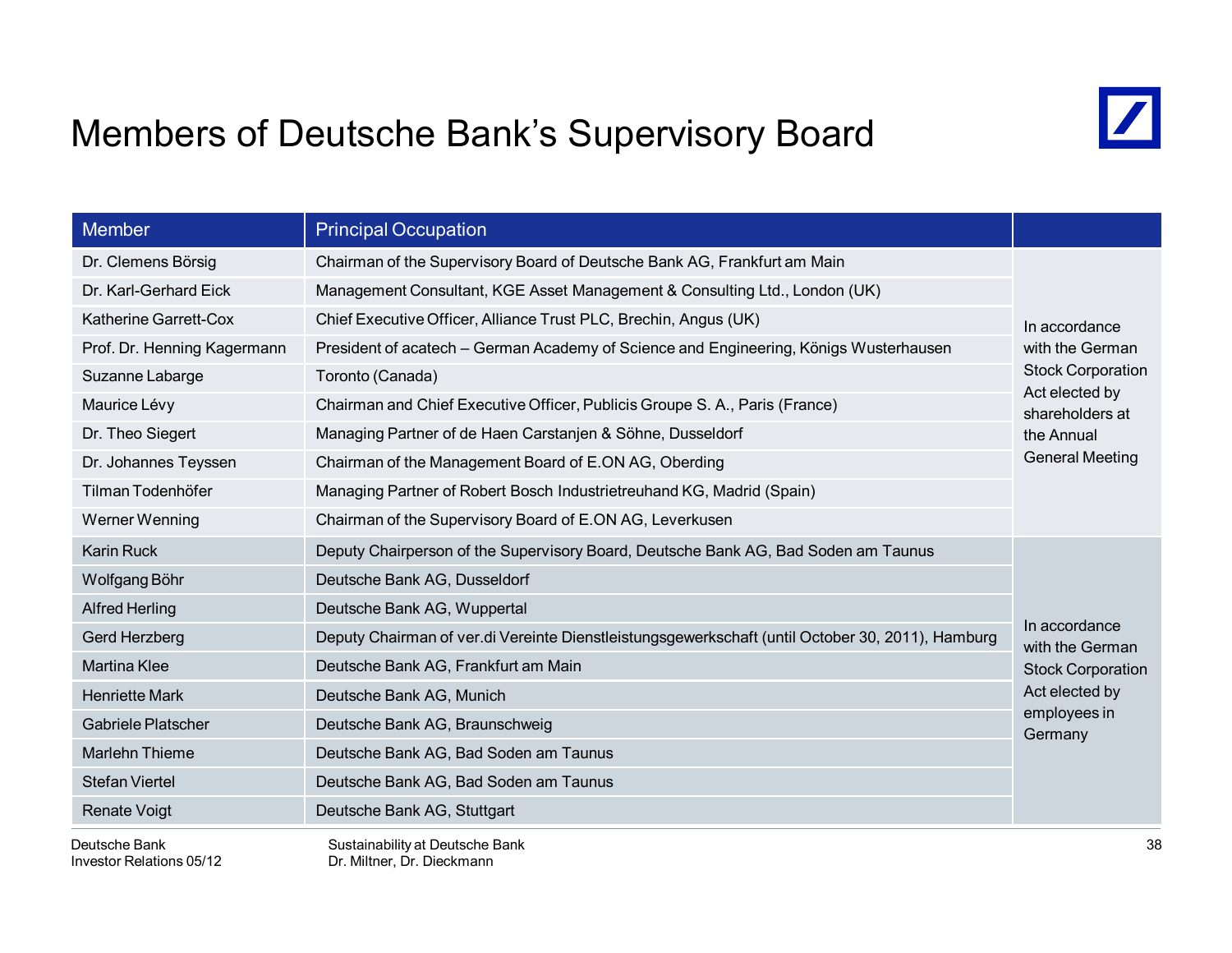# Members of Deutsche Bank's Supervisory Board

| Member | Principal Occupation | |
|---|---|---|
| Dr. Clemens Börsig | Chairman of the Supervisory Board of Deutsche Bank AG, Frankfurt am Main | In accordance with the German Stock Corporation Act elected by shareholders at the Annual General Meeting |
| Dr. Karl-Gerhard Eick | Management Consultant, KGE Asset Management & Consulting Ltd., London (UK) | |
| Katherine Garrett-Cox | Chief Executive Officer, Alliance Trust PLC, Brechin, Angus (UK) | |
| Prof. Dr. Henning Kagermann | President of acatech – German Academy of Science and Engineering, Königs Wusterhausen | |
| Suzanne Labarge | Toronto (Canada) | |
| Maurice Lévy | Chairman and Chief Executive Officer, Publicis Groupe S. A., Paris (France) | |
| Dr. Theo Siegert | Managing Partner of de Haen Carstanjen & Söhne, Dusseldorf | |
| Dr. Johannes Teyssen | Chairman of the Management Board of E.ON AG, Oberding | |
| Tilman Todenhöfer | Managing Partner of Robert Bosch Industrietreuhand KG, Madrid (Spain) | |
| Werner Wenning | Chairman of the Supervisory Board of E.ON AG, Leverkusen | |
| Karin Ruck | Deputy Chairperson of the Supervisory Board, Deutsche Bank AG, Bad Soden am Taunus | In accordance with the German Stock Corporation Act elected by employees in Germany |
| Wolfgang Böhr | Deutsche Bank AG, Dusseldorf | |
| Alfred Herling | Deutsche Bank AG, Wuppertal | |
| Gerd Herzberg | Deputy Chairman of ver.di Vereinte Dienstleistungsgewerkschaft (until October 30, 2011), Hamburg | |
| Martina Klee | Deutsche Bank AG, Frankfurt am Main | |
| Henriette Mark | Deutsche Bank AG, Munich | |
| Gabriele Platscher | Deutsche Bank AG, Braunschweig | |
| Marlehn Thieme | Deutsche Bank AG, Bad Soden am Taunus | |
| Stefan Viertel | Deutsche Bank AG, Bad Soden am Taunus | |
| Renate Voigt | Deutsche Bank AG, Stuttgart | |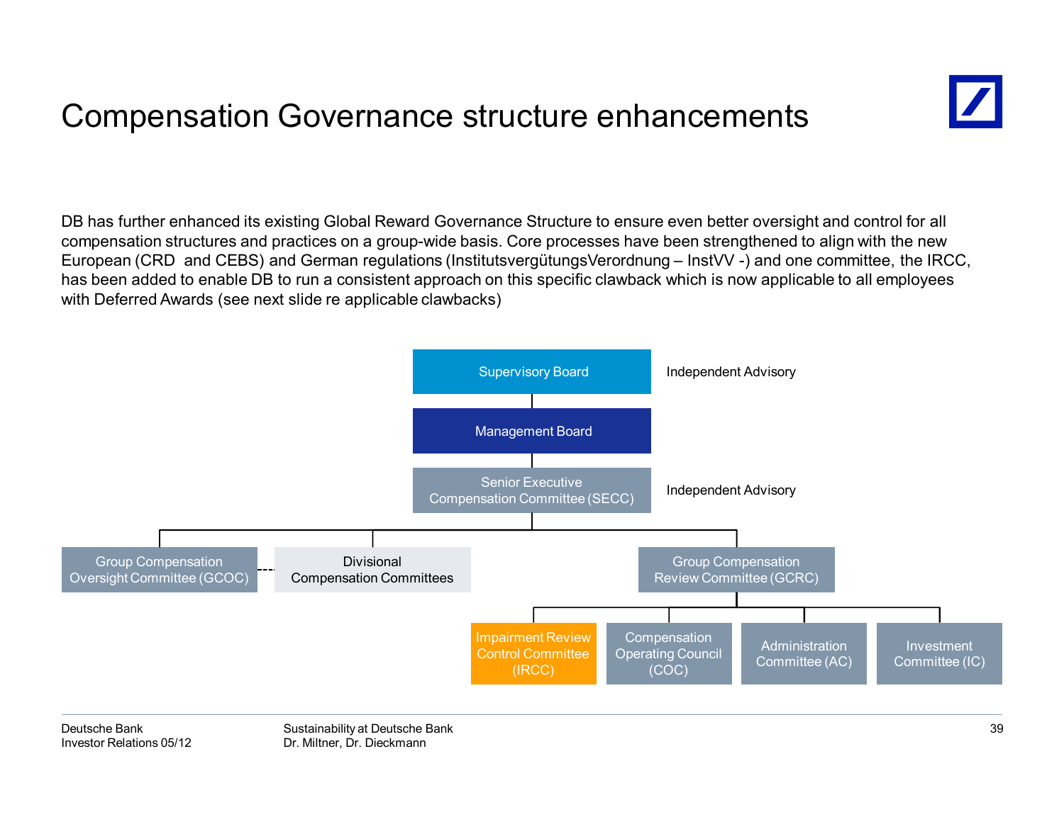# Compensation Governance structure enhancements

DB has further enhanced its existing Global Reward Governance Structure to ensure even better oversight and control for all compensation structures and practices on a group-wide basis. Core processes have been strengthened to align with the new European (CRD and CEBS) and German regulations (InstitutsvergütungsVerordnung – InstVV -) and one committee, the IRCC, has been added to enable DB to run a consistent approach on this specific clawback which is now applicable to all employees with Deferred Awards (see next slide re applicable clawbacks)

- Supervisory Board — Independent Advisory
  - Management Board
    - Senior Executive Compensation Committee (SECC) — Independent Advisory
      - Group Compensation Oversight Committee (GCOC)
      - Divisional Compensation Committees
      - Group Compensation Review Committee (GCRC)
        - Impairment Review Control Committee (IRCC)
        - Compensation Operating Council (COC)
        - Administration Committee (AC)
        - Investment Committee (IC)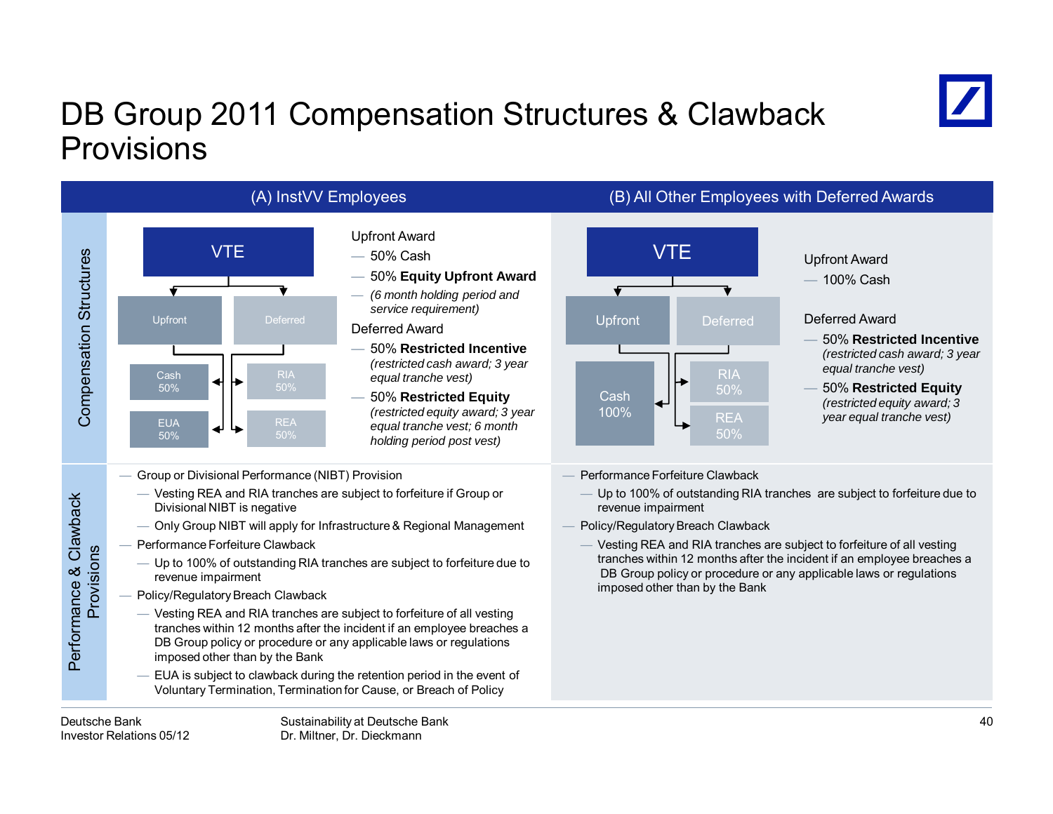# DB Group 2011 Compensation Structures & Clawback Provisions

## (A) InstVV Employees

### Compensation Structures

VTE

- Upfront
  - Cash 50%
  - EUA 50%
- Deferred
  - RIA 50%
  - REA 50%

Upfront Award

- 50% Cash
- 50% **Equity Upfront Award**
- *(6 month holding period and service requirement)*

Deferred Award

- 50% **Restricted Incentive** *(restricted cash award; 3 year equal tranche vest)*
- 50% **Restricted Equity** *(restricted equity award; 3 year equal tranche vest; 6 month holding period post vest)*

### Performance & Clawback Provisions

- Group or Divisional Performance (NIBT) Provision
  - Vesting REA and RIA tranches are subject to forfeiture if Group or Divisional NIBT is negative
  - Only Group NIBT will apply for Infrastructure & Regional Management
- Performance Forfeiture Clawback
  - Up to 100% of outstanding RIA tranches are subject to forfeiture due to revenue impairment
- Policy/Regulatory Breach Clawback
  - Vesting REA and RIA tranches are subject to forfeiture of all vesting tranches within 12 months after the incident if an employee breaches a DB Group policy or procedure or any applicable laws or regulations imposed other than by the Bank
  - EUA is subject to clawback during the retention period in the event of Voluntary Termination, Termination for Cause, or Breach of Policy

## (B) All Other Employees with Deferred Awards

### Compensation Structures

VTE

- Upfront
  - Cash 100%
- Deferred
  - RIA 50%
  - REA 50%

Upfront Award

- 100% Cash

Deferred Award

- 50% **Restricted Incentive** *(restricted cash award; 3 year equal tranche vest)*
- 50% **Restricted Equity** *(restricted equity award; 3 year equal tranche vest)*

### Performance & Clawback Provisions

- Performance Forfeiture Clawback
  - Up to 100% of outstanding RIA tranches are subject to forfeiture due to revenue impairment
- Policy/Regulatory Breach Clawback
  - Vesting REA and RIA tranches are subject to forfeiture of all vesting tranches within 12 months after the incident if an employee breaches a DB Group policy or procedure or any applicable laws or regulations imposed other than by the Bank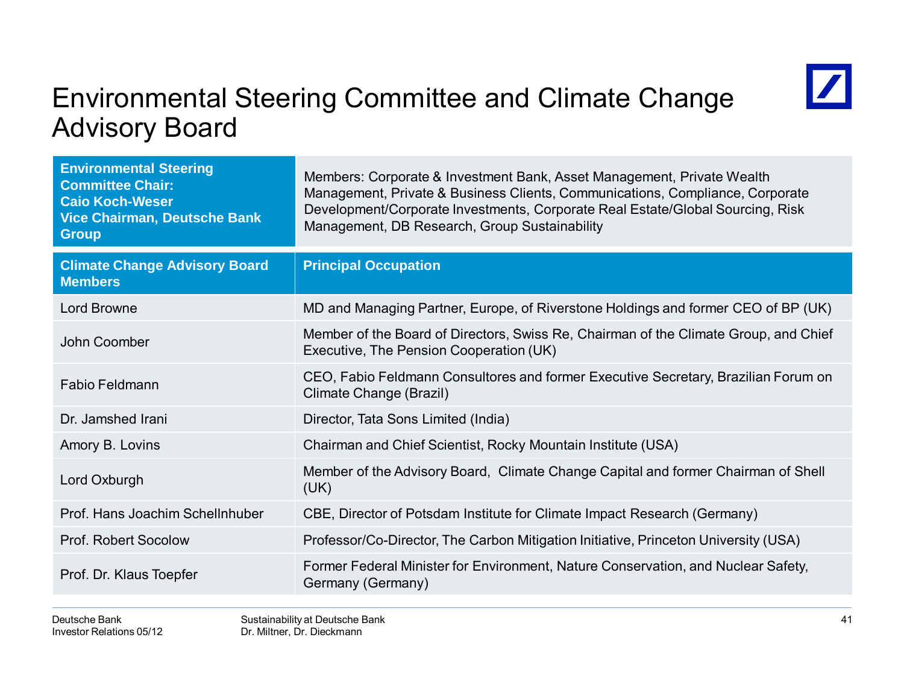# Environmental Steering Committee and Climate Change Advisory Board

| **Environmental Steering Committee Chair: Caio Koch-Weser Vice Chairman, Deutsche Bank Group** | Members: Corporate & Investment Bank, Asset Management, Private Wealth Management, Private & Business Clients, Communications, Compliance, Corporate Development/Corporate Investments, Corporate Real Estate/Global Sourcing, Risk Management, DB Research, Group Sustainability |
|---|---|

| **Climate Change Advisory Board Members** | **Principal Occupation** |
|---|---|
| Lord Browne | MD and Managing Partner, Europe, of Riverstone Holdings and former CEO of BP (UK) |
| John Coomber | Member of the Board of Directors, Swiss Re, Chairman of the Climate Group, and Chief Executive, The Pension Cooperation (UK) |
| Fabio Feldmann | CEO, Fabio Feldmann Consultores and former Executive Secretary, Brazilian Forum on Climate Change (Brazil) |
| Dr. Jamshed Irani | Director, Tata Sons Limited (India) |
| Amory B. Lovins | Chairman and Chief Scientist, Rocky Mountain Institute (USA) |
| Lord Oxburgh | Member of the Advisory Board, Climate Change Capital and former Chairman of Shell (UK) |
| Prof. Hans Joachim Schellnhuber | CBE, Director of Potsdam Institute for Climate Impact Research (Germany) |
| Prof. Robert Socolow | Professor/Co-Director, The Carbon Mitigation Initiative, Princeton University (USA) |
| Prof. Dr. Klaus Toepfer | Former Federal Minister for Environment, Nature Conservation, and Nuclear Safety, Germany (Germany) |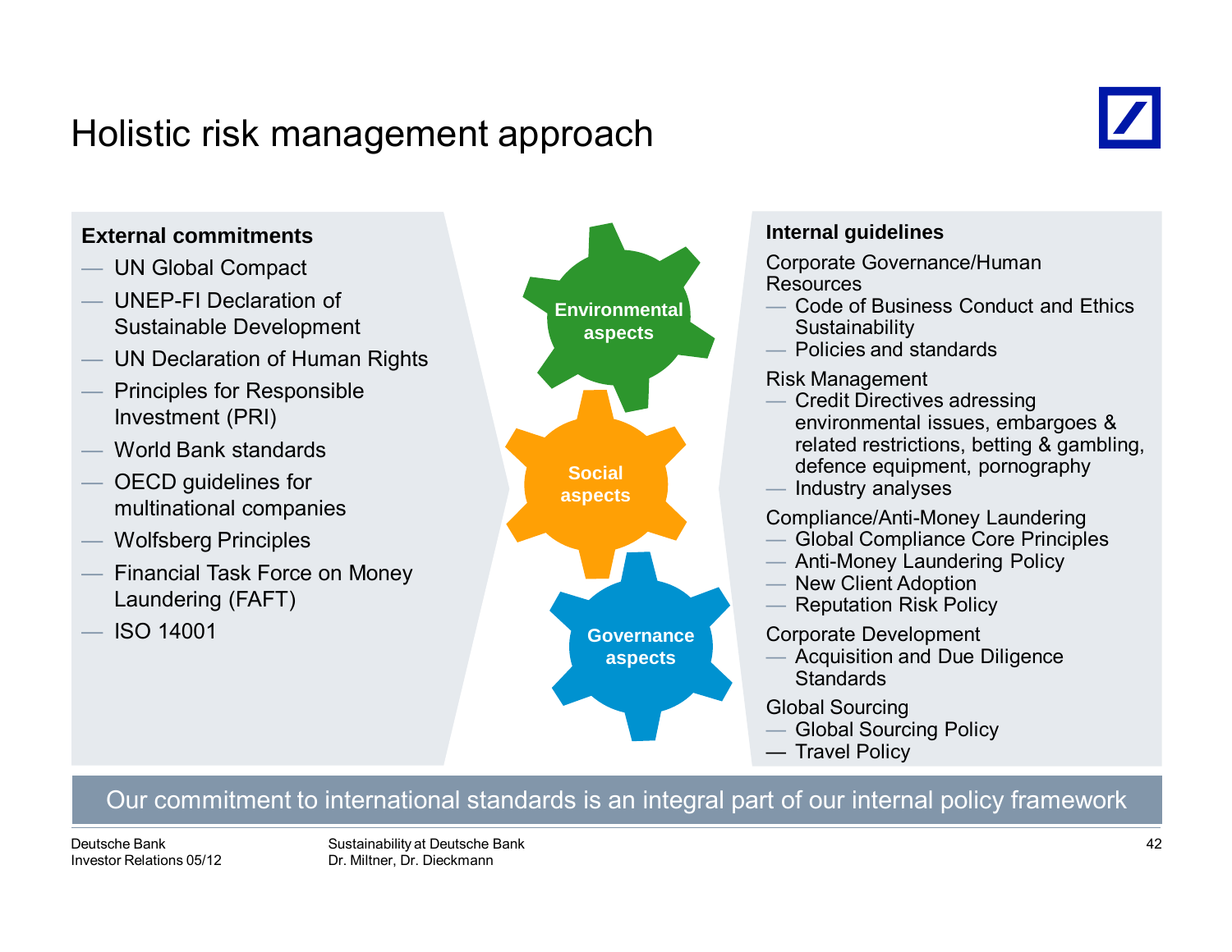# Holistic risk management approach

**External commitments**

- UN Global Compact
- UNEP-FI Declaration of Sustainable Development
- UN Declaration of Human Rights
- Principles for Responsible Investment (PRI)
- World Bank standards
- OECD guidelines for multinational companies
- Wolfsberg Principles
- Financial Task Force on Money Laundering (FAFT)
- ISO 14001

**Environmental aspects**

**Social aspects**

**Governance aspects**

**Internal guidelines**

Corporate Governance/Human Resources

- Code of Business Conduct and Ethics Sustainability
- Policies and standards

Risk Management

- Credit Directives adressing environmental issues, embargoes & related restrictions, betting & gambling, defence equipment, pornography
- Industry analyses

Compliance/Anti-Money Laundering

- Global Compliance Core Principles
- Anti-Money Laundering Policy
- New Client Adoption
- Reputation Risk Policy

Corporate Development

- Acquisition and Due Diligence Standards

Global Sourcing

- Global Sourcing Policy
- Travel Policy

Our commitment to international standards is an integral part of our internal policy framework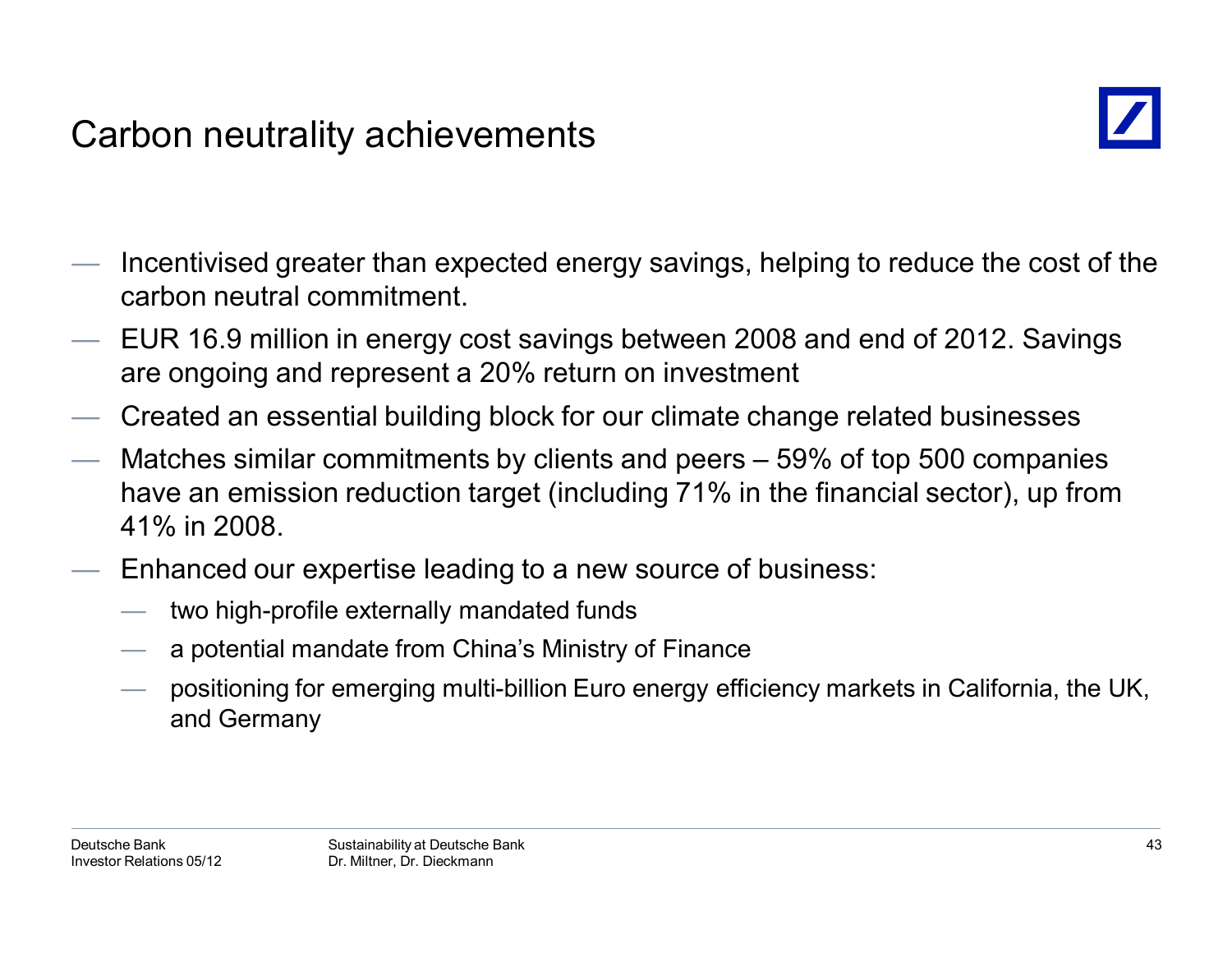# Carbon neutrality achievements

- Incentivised greater than expected energy savings, helping to reduce the cost of the carbon neutral commitment.
- EUR 16.9 million in energy cost savings between 2008 and end of 2012. Savings are ongoing and represent a 20% return on investment
- Created an essential building block for our climate change related businesses
- Matches similar commitments by clients and peers – 59% of top 500 companies have an emission reduction target (including 71% in the financial sector), up from 41% in 2008.
- Enhanced our expertise leading to a new source of business:
  - two high-profile externally mandated funds
  - a potential mandate from China’s Ministry of Finance
  - positioning for emerging multi-billion Euro energy efficiency markets in California, the UK, and Germany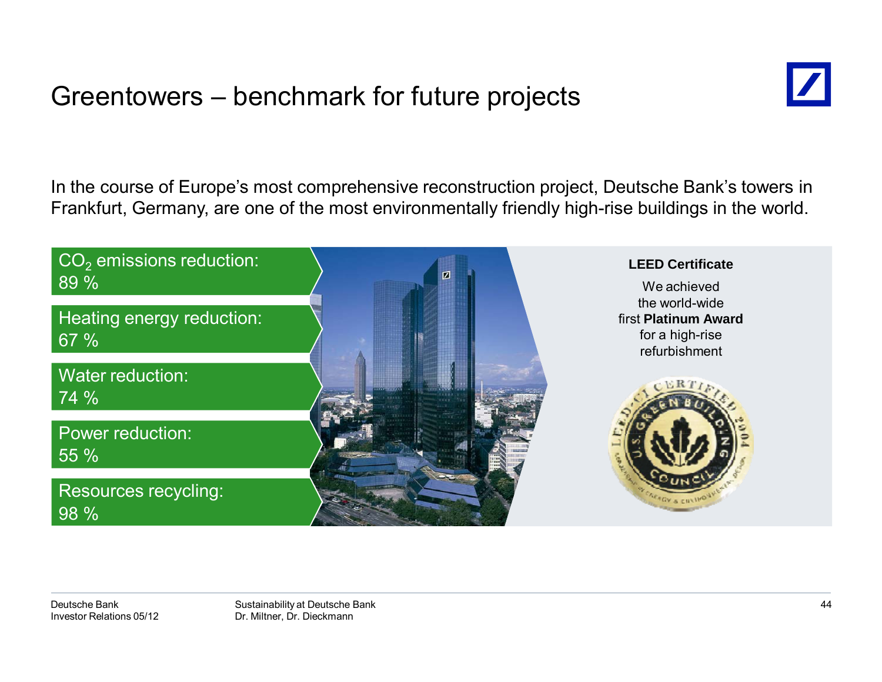# Greentowers – benchmark for future projects

In the course of Europe's most comprehensive reconstruction project, Deutsche Bank's towers in Frankfurt, Germany, are one of the most environmentally friendly high-rise buildings in the world.

- $CO_2$ emissions reduction: 89 %
- Heating energy reduction: 67 %
- Water reduction: 74 %
- Power reduction: 55 %
- Resources recycling: 98 %

**LEED Certificate**

We achieved the world-wide first **Platinum Award** for a high-rise refurbishment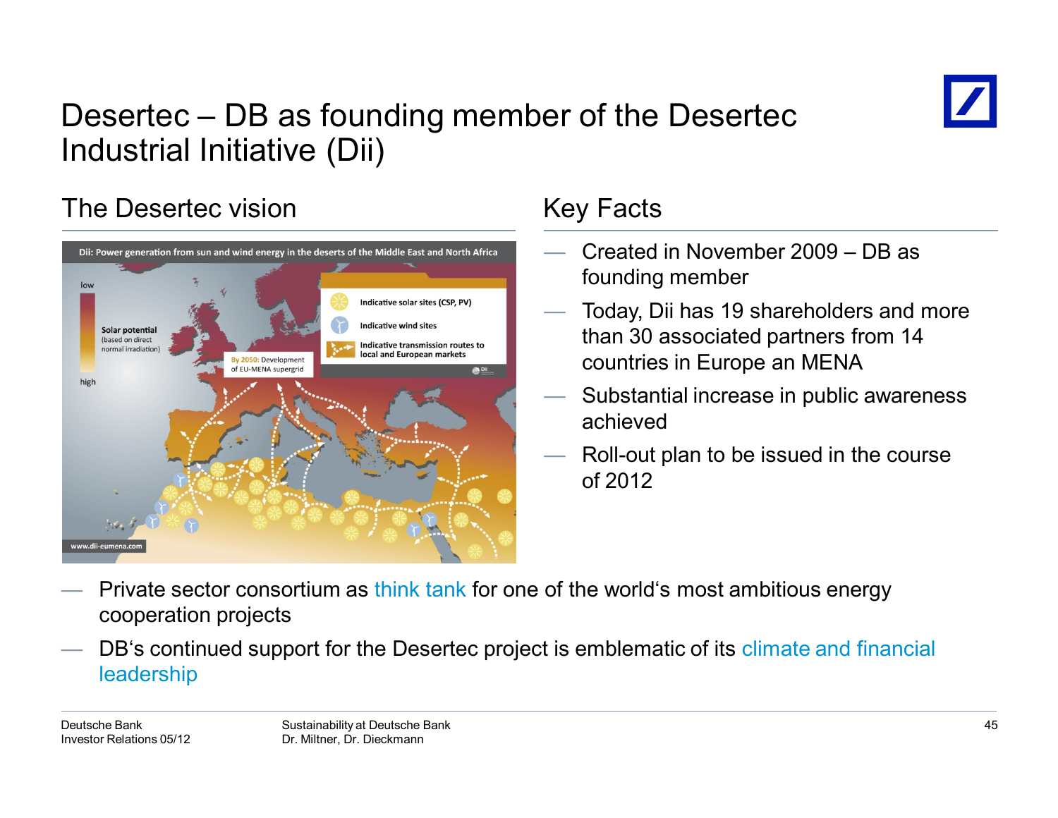# Desertec – DB as founding member of the Desertec Industrial Initiative (Dii)

## The Desertec vision

Dii: Power generation from sun and wind energy in the deserts of the Middle East and North Africa

low

Solar potential (based on direct normal irradiation)

high

By 2050: Development of EU-MENA supergrid

Indicative solar sites (CSP, PV)

Indicative wind sites

Indicative transmission routes to local and European markets

www.dii-eumena.com

## Key Facts

- Created in November 2009 – DB as founding member
- Today, Dii has 19 shareholders and more than 30 associated partners from 14 countries in Europe an MENA
- Substantial increase in public awareness achieved
- Roll-out plan to be issued in the course of 2012

---

- Private sector consortium as think tank for one of the world's most ambitious energy cooperation projects
- DB's continued support for the Desertec project is emblematic of its climate and financial leadership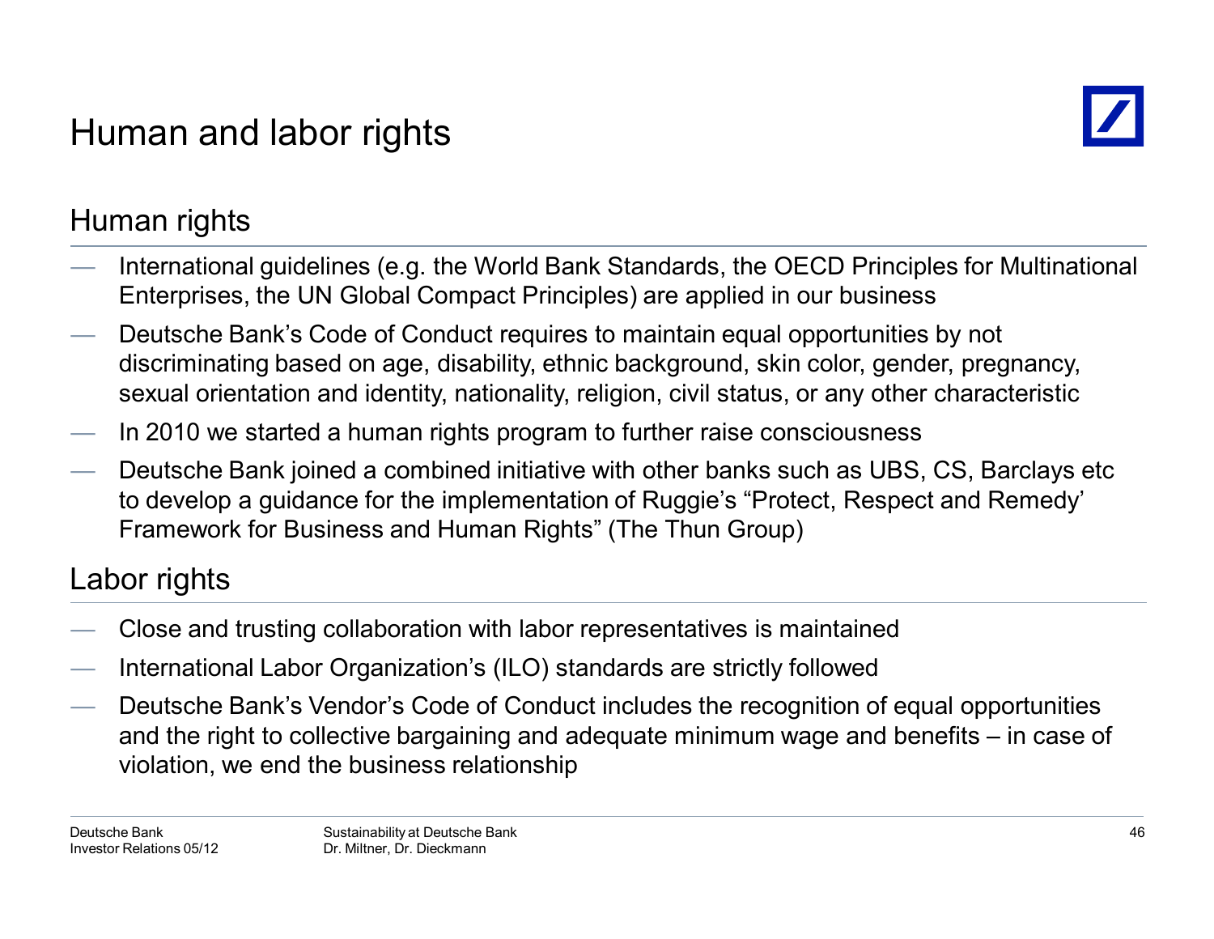# Human and labor rights

## Human rights

- International guidelines (e.g. the World Bank Standards, the OECD Principles for Multinational Enterprises, the UN Global Compact Principles) are applied in our business
- Deutsche Bank's Code of Conduct requires to maintain equal opportunities by not discriminating based on age, disability, ethnic background, skin color, gender, pregnancy, sexual orientation and identity, nationality, religion, civil status, or any other characteristic
- In 2010 we started a human rights program to further raise consciousness
- Deutsche Bank joined a combined initiative with other banks such as UBS, CS, Barclays etc to develop a guidance for the implementation of Ruggie's "Protect, Respect and Remedy' Framework for Business and Human Rights" (The Thun Group)

## Labor rights

- Close and trusting collaboration with labor representatives is maintained
- International Labor Organization's (ILO) standards are strictly followed
- Deutsche Bank's Vendor's Code of Conduct includes the recognition of equal opportunities and the right to collective bargaining and adequate minimum wage and benefits – in case of violation, we end the business relationship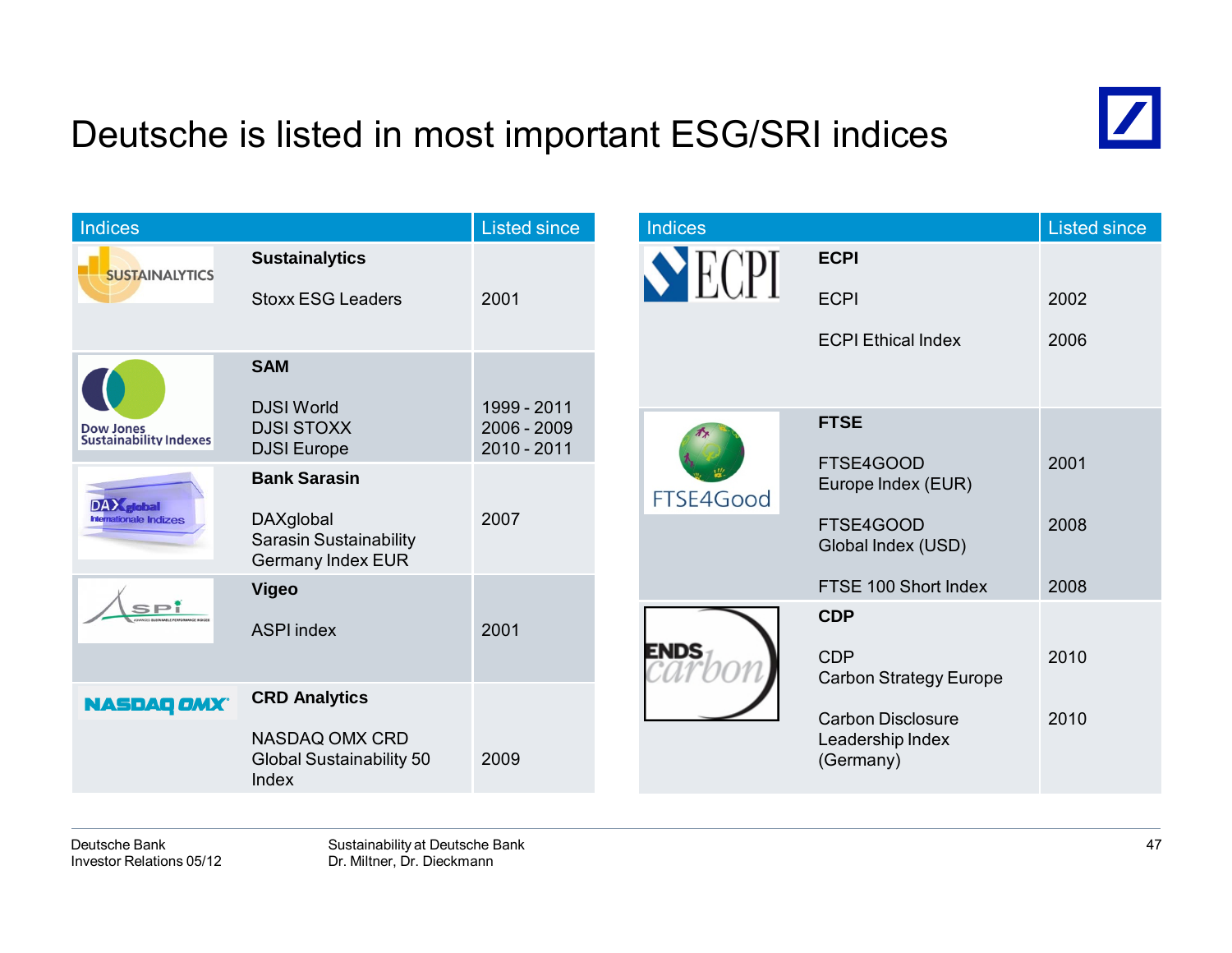# Deutsche is listed in most important ESG/SRI indices

| Indices | | Listed since |
|---|---|---|
| | **Sustainalytics** | |
| | Stoxx ESG Leaders | 2001 |
| | **SAM** | |
| | DJSI World | 1999 - 2011 |
| | DJSI STOXX | 2006 - 2009 |
| | DJSI Europe | 2010 - 2011 |
| | **Bank Sarasin** | |
| | DAXglobal Sarasin Sustainability Germany Index EUR | 2007 |
| | **Vigeo** | |
| | ASPI index | 2001 |
| | **CRD Analytics** | |
| | NASDAQ OMX CRD Global Sustainability 50 Index | 2009 |

| Indices | | Listed since |
|---|---|---|
| | **ECPI** | |
| | ECPI | 2002 |
| | ECPI Ethical Index | 2006 |
| | **FTSE** | |
| | FTSE4GOOD Europe Index (EUR) | 2001 |
| | FTSE4GOOD Global Index (USD) | 2008 |
| | FTSE 100 Short Index | 2008 |
| | **CDP** | |
| | CDP Carbon Strategy Europe | 2010 |
| | Carbon Disclosure Leadership Index (Germany) | 2010 |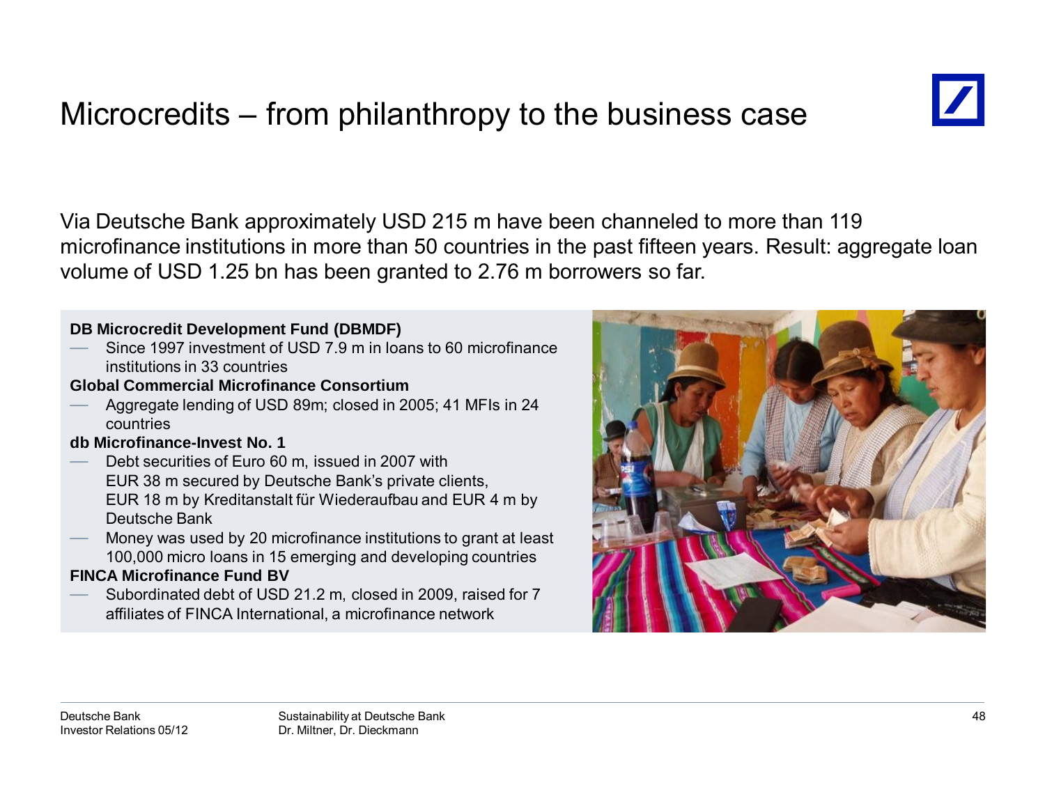# Microcredits – from philanthropy to the business case

Via Deutsche Bank approximately USD 215 m have been channeled to more than 119 microfinance institutions in more than 50 countries in the past fifteen years. Result: aggregate loan volume of USD 1.25 bn has been granted to 2.76 m borrowers so far.

**DB Microcredit Development Fund (DBMDF)**

- Since 1997 investment of USD 7.9 m in loans to 60 microfinance institutions in 33 countries

**Global Commercial Microfinance Consortium**

- Aggregate lending of USD 89m; closed in 2005; 41 MFIs in 24 countries

**db Microfinance-Invest No. 1**

- Debt securities of Euro 60 m, issued in 2007 with EUR 38 m secured by Deutsche Bank's private clients, EUR 18 m by Kreditanstalt für Wiederaufbau and EUR 4 m by Deutsche Bank
- Money was used by 20 microfinance institutions to grant at least 100,000 micro loans in 15 emerging and developing countries

**FINCA Microfinance Fund BV**

- Subordinated debt of USD 21.2 m, closed in 2009, raised for 7 affiliates of FINCA International, a microfinance network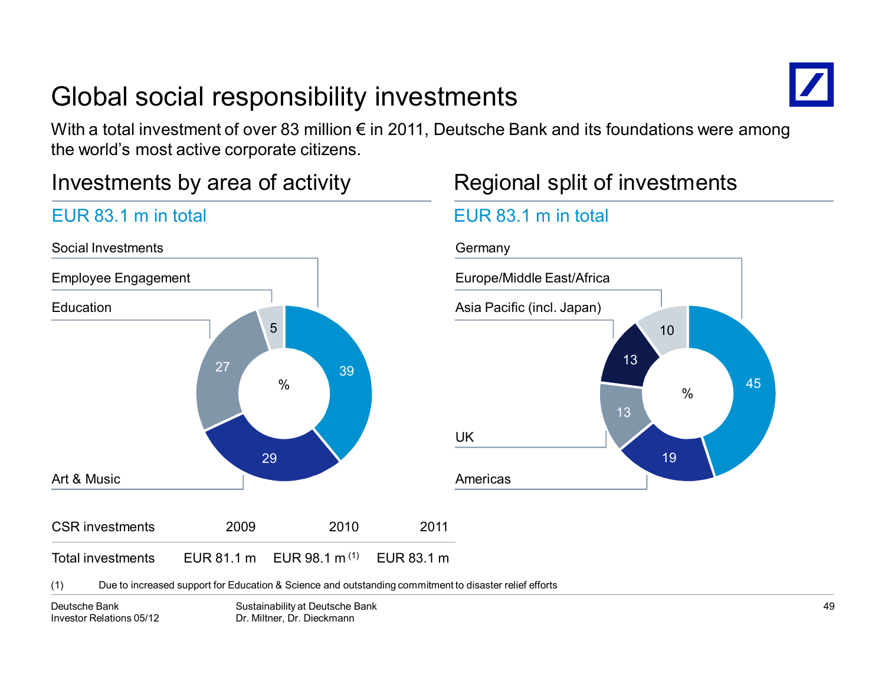# Global social responsibility investments

With a total investment of over 83 million € in 2011, Deutsche Bank and its foundations were among the world's most active corporate citizens.

## Investments by area of activity

EUR 83.1 m in total

| Area of activity | % |
|---|---|
| Social Investments | 39 |
| Art & Music | 29 |
| Education | 27 |
| Employee Engagement | 5 |

## Regional split of investments

EUR 83.1 m in total

| Region | % |
|---|---|
| Germany | 45 |
| Americas | 19 |
| UK | 13 |
| Asia Pacific (incl. Japan) | 13 |
| Europe/Middle East/Africa | 10 |

| CSR investments | 2009 | 2010 | 2011 |
|---|---|---|---|
| Total investments | EUR 81.1 m | EUR 98.1 m [(1)] | EUR 83.1 m |

(1) Due to increased support for Education & Science and outstanding commitment to disaster relief efforts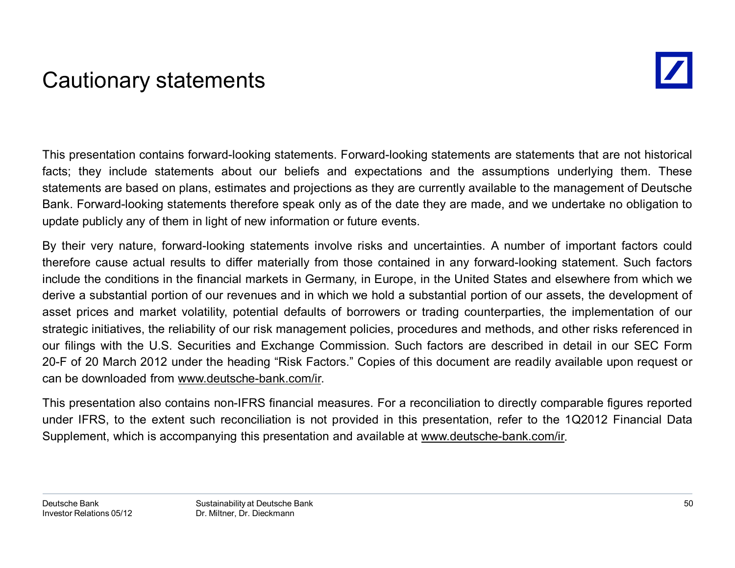# Cautionary statements

This presentation contains forward-looking statements. Forward-looking statements are statements that are not historical facts; they include statements about our beliefs and expectations and the assumptions underlying them. These statements are based on plans, estimates and projections as they are currently available to the management of Deutsche Bank. Forward-looking statements therefore speak only as of the date they are made, and we undertake no obligation to update publicly any of them in light of new information or future events.

By their very nature, forward-looking statements involve risks and uncertainties. A number of important factors could therefore cause actual results to differ materially from those contained in any forward-looking statement. Such factors include the conditions in the financial markets in Germany, in Europe, in the United States and elsewhere from which we derive a substantial portion of our revenues and in which we hold a substantial portion of our assets, the development of asset prices and market volatility, potential defaults of borrowers or trading counterparties, the implementation of our strategic initiatives, the reliability of our risk management policies, procedures and methods, and other risks referenced in our filings with the U.S. Securities and Exchange Commission. Such factors are described in detail in our SEC Form 20-F of 20 March 2012 under the heading "Risk Factors." Copies of this document are readily available upon request or can be downloaded from www.deutsche-bank.com/ir.

This presentation also contains non-IFRS financial measures. For a reconciliation to directly comparable figures reported under IFRS, to the extent such reconciliation is not provided in this presentation, refer to the 1Q2012 Financial Data Supplement, which is accompanying this presentation and available at www.deutsche-bank.com/ir.